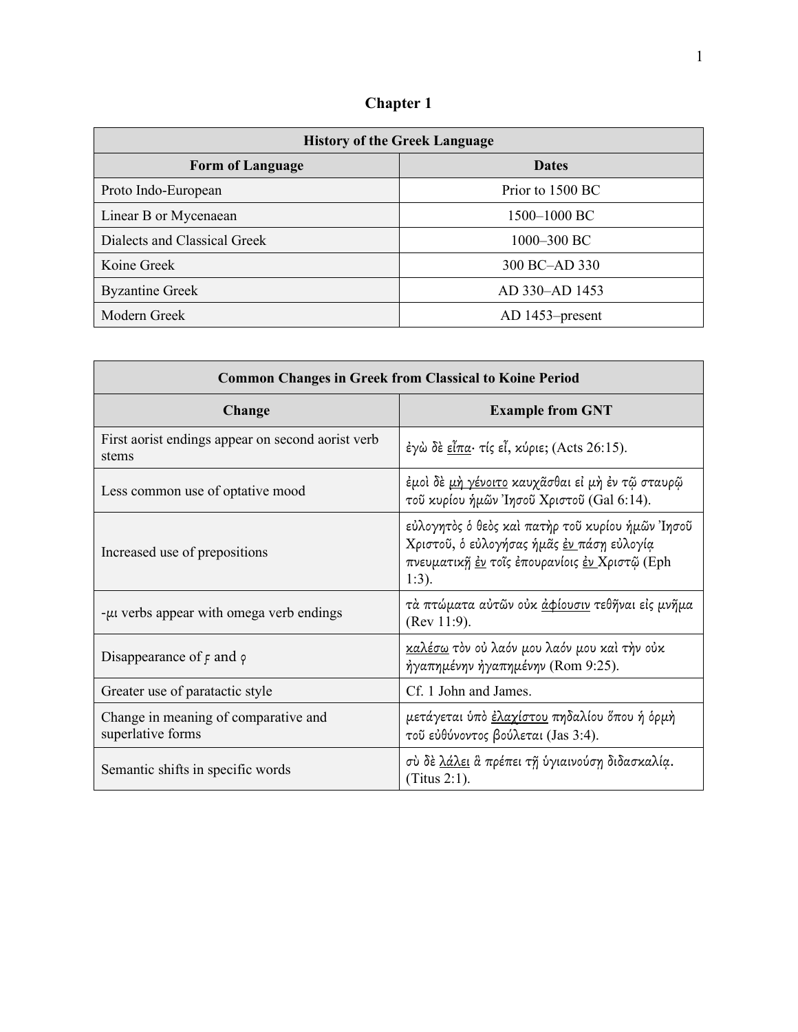# Chapter 1

| History of the Greek Language | |
|---|---|
| **Form of Language** | **Dates** |
| Proto Indo-European | Prior to 1500 BC |
| Linear B or Mycenaean | 1500–1000 BC |
| Dialects and Classical Greek | 1000–300 BC |
| Koine Greek | 300 BC–AD 330 |
| Byzantine Greek | AD 330–AD 1453 |
| Modern Greek | AD 1453–present |

| Common Changes in Greek from Classical to Koine Period | |
|---|---|
| **Change** | **Example from GNT** |
| First aorist endings appear on second aorist verb stems | ἐγὼ δὲ <u>εἶπα</u>· τίς εἶ, κύριε; (Acts 26:15). |
| Less common use of optative mood | ἐμοὶ δὲ <u>μὴ γένοιτο</u> καυχᾶσθαι εἰ μὴ ἐν τῷ σταυρῷ τοῦ κυρίου ἡμῶν Ἰησοῦ Χριστοῦ (Gal 6:14). |
| Increased use of prepositions | εὐλογητὸς ὁ θεὸς καὶ πατὴρ τοῦ κυρίου ἡμῶν Ἰησοῦ Χριστοῦ, ὁ εὐλογήσας ἡμᾶς <u>ἐν</u> πάσῃ εὐλογίᾳ πνευματικῇ <u>ἐν</u> τοῖς ἐπουρανίοις <u>ἐν</u> Χριστῷ (Eph 1:3). |
| -μι verbs appear with omega verb endings | τὰ πτώματα αὐτῶν οὐκ <u>ἀφίουσιν</u> τεθῆναι εἰς μνῆμα (Rev 11:9). |
| Disappearance of ϝ and ϙ | <u>καλέσω</u> τὸν οὐ λαόν μου λαόν μου καὶ τὴν οὐκ ἠγαπημένην ἠγαπημένην (Rom 9:25). |
| Greater use of paratactic style | Cf. 1 John and James. |
| Change in meaning of comparative and superlative forms | μετάγεται ὑπὸ <u>ἐλαχίστου</u> πηδαλίου ὅπου ἡ ὁρμὴ τοῦ εὐθύνοντος βούλεται (Jas 3:4). |
| Semantic shifts in specific words | σὺ δὲ <u>λάλει</u> ἃ πρέπει τῇ ὑγιαινούσῃ διδασκαλίᾳ. (Titus 2:1). |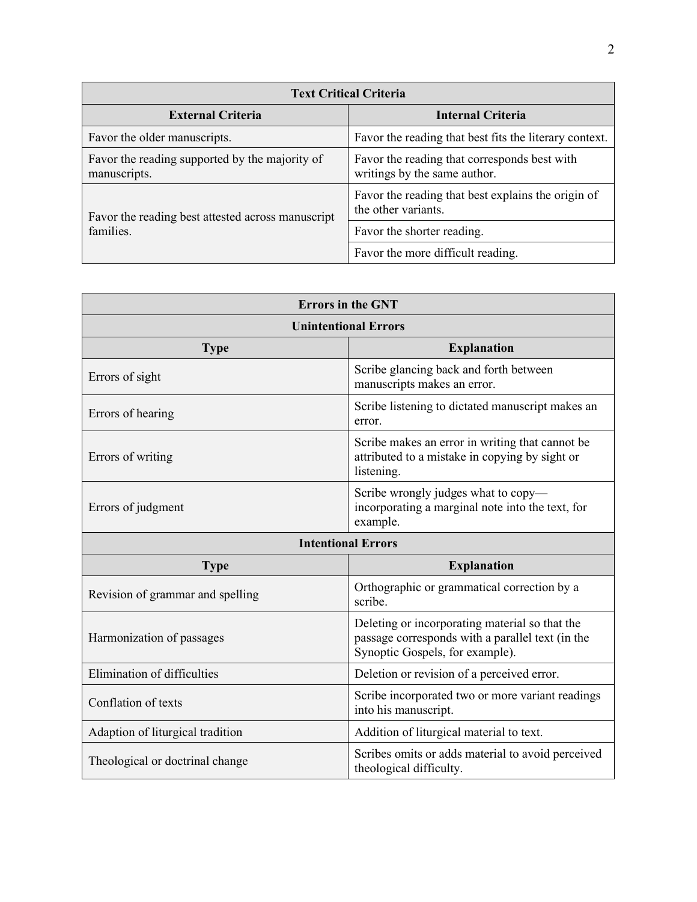| Text Critical Criteria | |
|---|---|
| **External Criteria** | **Internal Criteria** |
| Favor the older manuscripts. | Favor the reading that best fits the literary context. |
| Favor the reading supported by the majority of manuscripts. | Favor the reading that corresponds best with writings by the same author. |
| Favor the reading best attested across manuscript families. | Favor the reading that best explains the origin of the other variants. |
| | Favor the shorter reading. |
| | Favor the more difficult reading. |

| Errors in the GNT | |
|---|---|
| **Unintentional Errors** | |
| **Type** | **Explanation** |
| Errors of sight | Scribe glancing back and forth between manuscripts makes an error. |
| Errors of hearing | Scribe listening to dictated manuscript makes an error. |
| Errors of writing | Scribe makes an error in writing that cannot be attributed to a mistake in copying by sight or listening. |
| Errors of judgment | Scribe wrongly judges what to copy—incorporating a marginal note into the text, for example. |
| **Intentional Errors** | |
| **Type** | **Explanation** |
| Revision of grammar and spelling | Orthographic or grammatical correction by a scribe. |
| Harmonization of passages | Deleting or incorporating material so that the passage corresponds with a parallel text (in the Synoptic Gospels, for example). |
| Elimination of difficulties | Deletion or revision of a perceived error. |
| Conflation of texts | Scribe incorporated two or more variant readings into his manuscript. |
| Adaption of liturgical tradition | Addition of liturgical material to text. |
| Theological or doctrinal change | Scribes omits or adds material to avoid perceived theological difficulty. |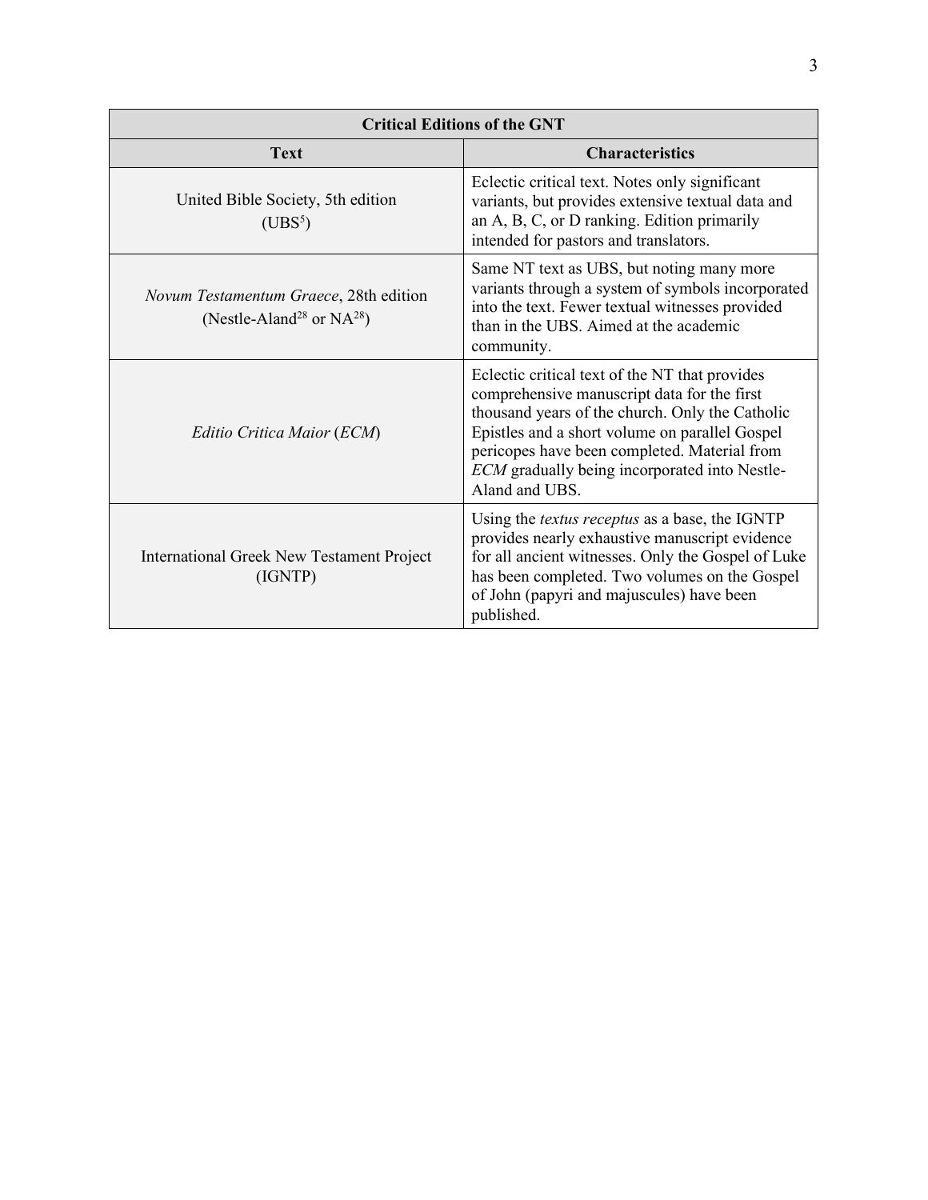| Critical Editions of the GNT | |
|---|---|
| **Text** | **Characteristics** |
| United Bible Society, 5th edition (UBS$^5$) | Eclectic critical text. Notes only significant variants, but provides extensive textual data and an A, B, C, or D ranking. Edition primarily intended for pastors and translators. |
| *Novum Testamentum Graece*, 28th edition (Nestle-Aland$^{28}$ or NA$^{28}$) | Same NT text as UBS, but noting many more variants through a system of symbols incorporated into the text. Fewer textual witnesses provided than in the UBS. Aimed at the academic community. |
| *Editio Critica Maior* (*ECM*) | Eclectic critical text of the NT that provides comprehensive manuscript data for the first thousand years of the church. Only the Catholic Epistles and a short volume on parallel Gospel pericopes have been completed. Material from *ECM* gradually being incorporated into Nestle-Aland and UBS. |
| International Greek New Testament Project (IGNTP) | Using the *textus receptus* as a base, the IGNTP provides nearly exhaustive manuscript evidence for all ancient witnesses. Only the Gospel of Luke has been completed. Two volumes on the Gospel of John (papyri and majuscules) have been published. |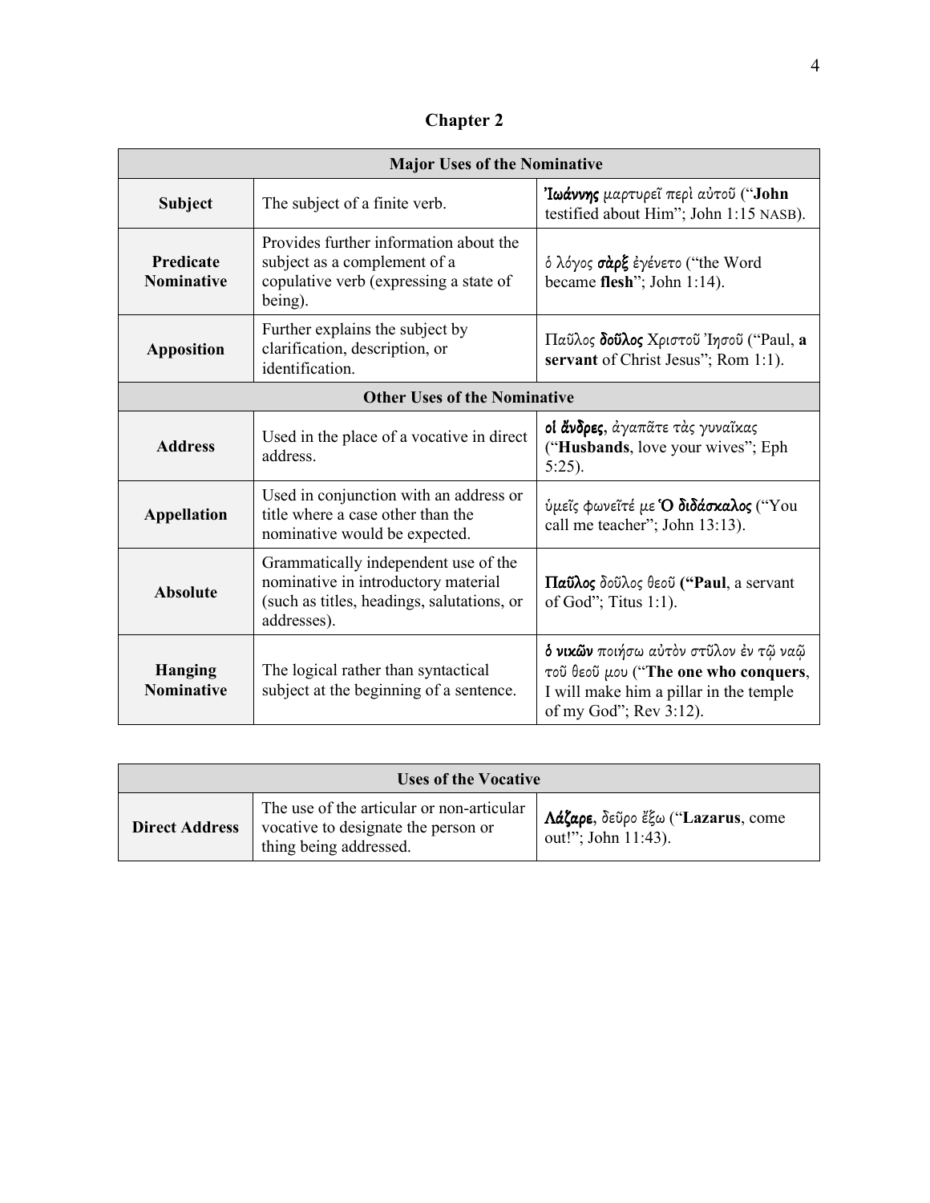## Chapter 2

| Major Uses of the Nominative | | |
|---|---|---|
| **Subject** | The subject of a finite verb. | **Ἰωάννης** μαρτυρεῖ περὶ αὐτοῦ ("**John** testified about Him"; John 1:15 NASB). |
| **Predicate Nominative** | Provides further information about the subject as a complement of a copulative verb (expressing a state of being). | ὁ λόγος **σὰρξ** ἐγένετο ("the Word became **flesh**"; John 1:14). |
| **Apposition** | Further explains the subject by clarification, description, or identification. | Παῦλος **δοῦλος** Χριστοῦ Ἰησοῦ ("Paul, **a servant** of Christ Jesus"; Rom 1:1). |
| **Other Uses of the Nominative** | | |
| **Address** | Used in the place of a vocative in direct address. | **οἱ ἄνδρες**, ἀγαπᾶτε τὰς γυναῖκας ("**Husbands**, love your wives"; Eph 5:25). |
| **Appellation** | Used in conjunction with an address or title where a case other than the nominative would be expected. | ὑμεῖς φωνεῖτέ με **Ὁ διδάσκαλος** ("You call me teacher"; John 13:13). |
| **Absolute** | Grammatically independent use of the nominative in introductory material (such as titles, headings, salutations, or addresses). | **Παῦλος** δοῦλος θεοῦ **("Paul**, a servant of God"; Titus 1:1). |
| **Hanging Nominative** | The logical rather than syntactical subject at the beginning of a sentence. | **ὁ νικῶν** ποιήσω αὐτὸν στῦλον ἐν τῷ ναῷ τοῦ θεοῦ μου ("**The one who conquers**, I will make him a pillar in the temple of my God"; Rev 3:12). |

| Uses of the Vocative | | |
|---|---|---|
| **Direct Address** | The use of the articular or non-articular vocative to designate the person or thing being addressed. | **Λάζαρε**, δεῦρο ἔξω ("**Lazarus**, come out!"; John 11:43). |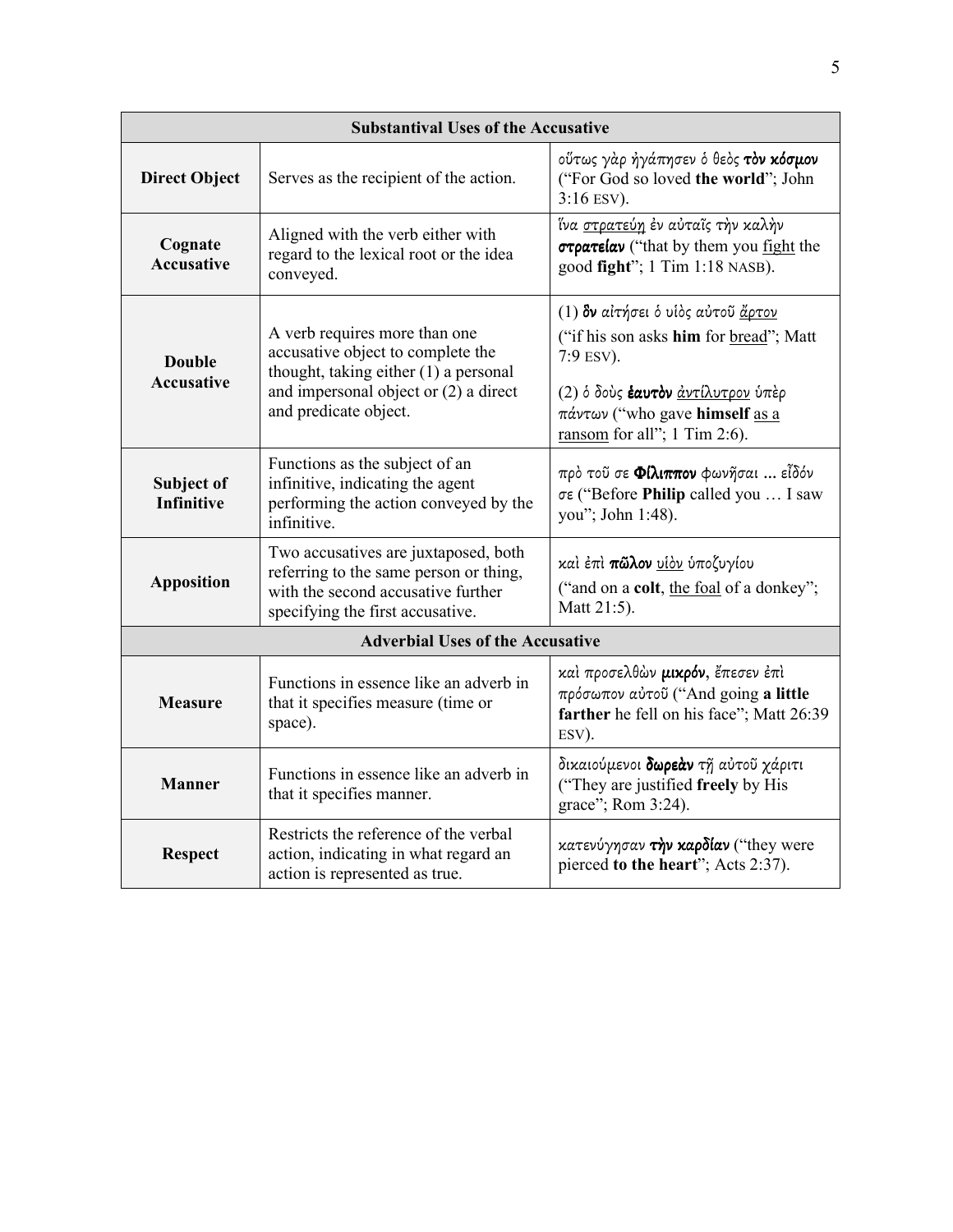| Substantival Uses of the Accusative | | |
|---|---|---|
| **Direct Object** | Serves as the recipient of the action. | οὕτως γὰρ ἠγάπησεν ὁ θεὸς **τὸν κόσμον** ("For God so loved **the world**"; John 3:16 ESV). |
| **Cognate Accusative** | Aligned with the verb either with regard to the lexical root or the idea conveyed. | ἵνα <u>στρατεύῃ</u> ἐν αὐταῖς τὴν καλὴν **στρατείαν** ("that by them you <u>fight</u> the good **fight**"; 1 Tim 1:18 NASB). |
| **Double Accusative** | A verb requires more than one accusative object to complete the thought, taking either (1) a personal and impersonal object or (2) a direct and predicate object. | (1) **ὃν** αἰτήσει ὁ υἱὸς αὐτοῦ <u>ἄρτον</u> ("if his son asks **him** for <u>bread</u>"; Matt 7:9 ESV).<br><br>(2) ὁ δοὺς **ἑαυτὸν** <u>ἀντίλυτρον</u> ὑπὲρ πάντων ("who gave **himself** <u>as a ransom</u> for all"; 1 Tim 2:6). |
| **Subject of Infinitive** | Functions as the subject of an infinitive, indicating the agent performing the action conveyed by the infinitive. | πρὸ τοῦ σε **Φίλιππον** φωνῆσαι … εἶδόν σε ("Before **Philip** called you … I saw you"; John 1:48). |
| **Apposition** | Two accusatives are juxtaposed, both referring to the same person or thing, with the second accusative further specifying the first accusative. | καὶ ἐπὶ **πῶλον** <u>υἱὸν</u> ὑποζυγίου ("and on a **colt**, <u>the foal</u> of a donkey"; Matt 21:5). |
| **Adverbial Uses of the Accusative** | | |
| **Measure** | Functions in essence like an adverb in that it specifies measure (time or space). | καὶ προσελθὼν **μικρόν**, ἔπεσεν ἐπὶ πρόσωπον αὐτοῦ ("And going **a little farther** he fell on his face"; Matt 26:39 ESV). |
| **Manner** | Functions in essence like an adverb in that it specifies manner. | δικαιούμενοι **δωρεὰν** τῇ αὐτοῦ χάριτι ("They are justified **freely** by His grace"; Rom 3:24). |
| **Respect** | Restricts the reference of the verbal action, indicating in what regard an action is represented as true. | κατενύγησαν **τὴν καρδίαν** ("they were pierced **to the heart**"; Acts 2:37). |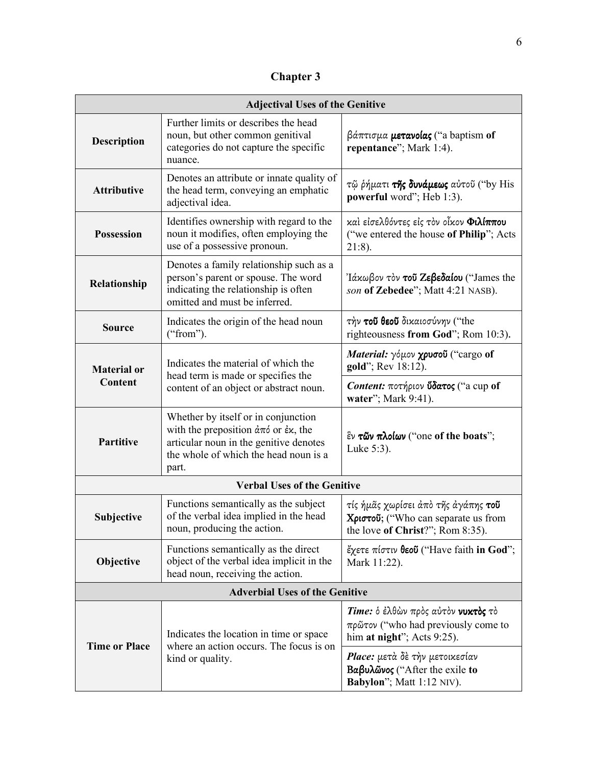# Chapter 3

| Adjectival Uses of the Genitive | | |
|---|---|---|
| **Description** | Further limits or describes the head noun, but other common genitival categories do not capture the specific nuance. | βάπτισμα **μετανοίας** ("a baptism **of repentance**"; Mark 1:4). |
| **Attributive** | Denotes an attribute or innate quality of the head term, conveying an emphatic adjectival idea. | τῷ ῥήματι **τῆς δυνάμεως** αὐτοῦ ("by His **powerful** word"; Heb 1:3). |
| **Possession** | Identifies ownership with regard to the noun it modifies, often employing the use of a possessive pronoun. | καὶ εἰσελθόντες εἰς τὸν οἶκον **Φιλίππου** ("we entered the house **of Philip**"; Acts 21:8). |
| **Relationship** | Denotes a family relationship such as a person's parent or spouse. The word indicating the relationship is often omitted and must be inferred. | Ἰάκωβον τὸν **τοῦ Ζεβεδαίου** ("James the *son* **of Zebedee**"; Matt 4:21 NASB). |
| **Source** | Indicates the origin of the head noun ("from"). | τὴν **τοῦ θεοῦ** δικαιοσύνην ("the righteousness **from God**"; Rom 10:3). |
| **Material or Content** | Indicates the material of which the head term is made or specifies the content of an object or abstract noun. | ***Material:*** γόμον **χρυσοῦ** ("cargo **of gold**"; Rev 18:12). |
| | | ***Content:*** ποτήριον **ὕδατος** ("a cup **of water**"; Mark 9:41). |
| **Partitive** | Whether by itself or in conjunction with the preposition ἀπό or ἐκ, the articular noun in the genitive denotes the whole of which the head noun is a part. | ἓν **τῶν πλοίων** ("one **of the boats**"; Luke 5:3). |
| **Verbal Uses of the Genitive** | | |
| **Subjective** | Functions semantically as the subject of the verbal idea implied in the head noun, producing the action. | τίς ἡμᾶς χωρίσει ἀπὸ τῆς ἀγάπης **τοῦ Χριστοῦ**; ("Who can separate us from the love **of Christ**?"; Rom 8:35). |
| **Objective** | Functions semantically as the direct object of the verbal idea implicit in the head noun, receiving the action. | ἔχετε πίστιν **θεοῦ** ("Have faith **in God**"; Mark 11:22). |
| **Adverbial Uses of the Genitive** | | |
| **Time or Place** | Indicates the location in time or space where an action occurs. The focus is on kind or quality. | ***Time:*** ὁ ἐλθὼν πρὸς αὐτὸν **νυκτὸς** τὸ πρῶτον ("who had previously come to him **at night**"; Acts 9:25). |
| | | ***Place:*** μετὰ δὲ τὴν μετοικεσίαν **Βαβυλῶνος** ("After the exile **to Babylon**"; Matt 1:12 NIV). |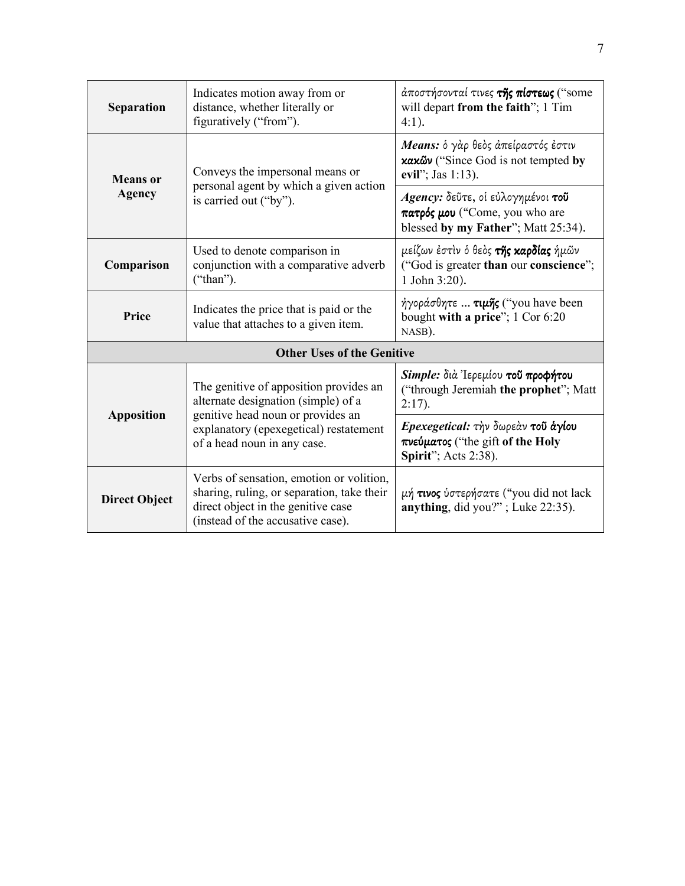| | | |
|---|---|---|
| **Separation** | Indicates motion away from or distance, whether literally or figuratively ("from"). | ἀποστήσονταί τινες ***τῆς πίστεως*** ("some will depart **from the faith**"; 1 Tim 4:1). |
| **Means or Agency** | Conveys the impersonal means or personal agent by which a given action is carried out ("by"). | ***Means:*** ὁ γὰρ θεὸς ἀπείραστός ἐστιν ***κακῶν*** ("Since God is not tempted **by evil**"; Jas 1:13). |
| | | ***Agency:*** δεῦτε, οἱ εὐλογημένοι ***τοῦ πατρός μου*** ("Come, you who are blessed **by my Father**"; Matt 25:34). |
| **Comparison** | Used to denote comparison in conjunction with a comparative adverb ("than"). | μείζων ἐστὶν ὁ θεὸς ***τῆς καρδίας*** ἡμῶν ("God is greater **than** our **conscience**"; 1 John 3:20). |
| **Price** | Indicates the price that is paid or the value that attaches to a given item. | ἠγοράσθητε ... ***τιμῆς*** ("you have been bought **with a price**"; 1 Cor 6:20 NASB). |
| **Other Uses of the Genitive** | | |
| **Apposition** | The genitive of apposition provides an alternate designation (simple) of a genitive head noun or provides an explanatory (epexegetical) restatement of a head noun in any case. | ***Simple:*** διὰ Ἰερεμίου ***τοῦ προφήτου*** ("through Jeremiah **the prophet**"; Matt 2:17). |
| | | ***Epexegetical:*** τὴν δωρεὰν ***τοῦ ἁγίου πνεύματος*** ("the gift **of the Holy Spirit**"; Acts 2:38). |
| **Direct Object** | Verbs of sensation, emotion or volition, sharing, ruling, or separation, take their direct object in the genitive case (instead of the accusative case). | μή ***τινος*** ὑστερήσατε ("you did not lack **anything**, did you?" ; Luke 22:35). |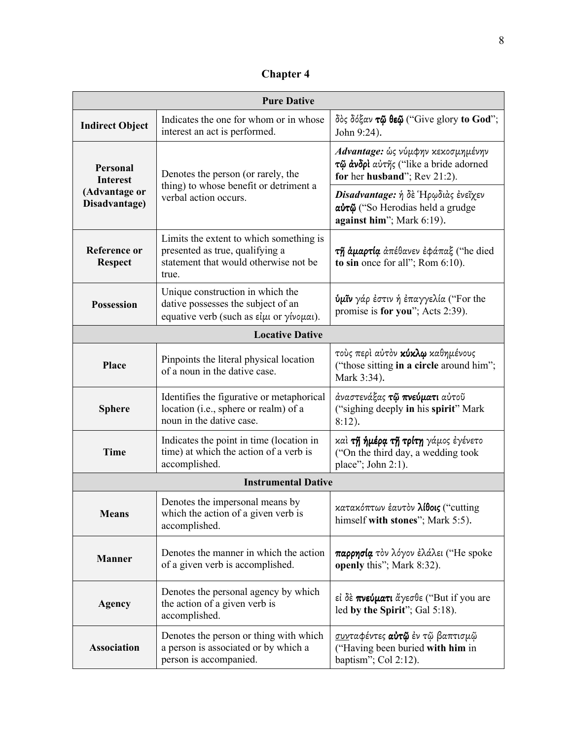# Chapter 4

| Pure Dative | | |
|---|---|---|
| **Indirect Object** | Indicates the one for whom or in whose interest an act is performed. | δὸς δόξαν **τῷ θεῷ** ("Give glory **to God**"; John 9:24). |
| **Personal Interest (Advantage or Disadvantage)** | Denotes the person (or rarely, the thing) to whose benefit or detriment a verbal action occurs. | ***Advantage:*** ὡς νύμφην κεκοσμημένην **τῷ ἀνδρὶ** αὐτῆς ("like a bride adorned **for** her **husband**"; Rev 21:2). |
| | | ***Disadvantage:*** ἡ δὲ Ἡρῳδιὰς ἐνεῖχεν **αὐτῷ** ("So Herodias held a grudge **against him**"; Mark 6:19). |
| **Reference or Respect** | Limits the extent to which something is presented as true, qualifying a statement that would otherwise not be true. | **τῇ ἁμαρτίᾳ** ἀπέθανεν ἐφάπαξ ("he died **to sin** once for all"; Rom 6:10). |
| **Possession** | Unique construction in which the dative possesses the subject of an equative verb (such as εἰμι or γίνομαι). | **ὑμῖν** γάρ ἐστιν ἡ ἐπαγγελία ("For the promise is **for you**"; Acts 2:39). |
| **Locative Dative** | | |
| **Place** | Pinpoints the literal physical location of a noun in the dative case. | τοὺς περὶ αὐτὸν **κύκλῳ** καθημένους ("those sitting **in a circle** around him"; Mark 3:34). |
| **Sphere** | Identifies the figurative or metaphorical location (i.e., sphere or realm) of a noun in the dative case. | ἀναστενάξας **τῷ πνεύματι** αὐτοῦ ("sighing deeply **in** his **spirit**" Mark 8:12). |
| **Time** | Indicates the point in time (location in time) at which the action of a verb is accomplished. | καὶ **τῇ ἡμέρᾳ τῇ τρίτῃ** γάμος ἐγένετο ("On the third day, a wedding took place"; John 2:1). |
| **Instrumental Dative** | | |
| **Means** | Denotes the impersonal means by which the action of a given verb is accomplished. | κατακόπτων ἑαυτὸν **λίθοις** ("cutting himself **with stones**"; Mark 5:5). |
| **Manner** | Denotes the manner in which the action of a given verb is accomplished. | **παρρησίᾳ** τὸν λόγον ἐλάλει ("He spoke **openly** this"; Mark 8:32). |
| **Agency** | Denotes the personal agency by which the action of a given verb is accomplished. | εἰ δὲ **πνεύματι** ἄγεσθε ("But if you are led **by the Spirit**"; Gal 5:18). |
| **Association** | Denotes the person or thing with which a person is associated or by which a person is accompanied. | <u>συν</u>ταφέντες **αὐτῷ** ἐν τῷ βαπτισμῷ ("Having been buried **with him** in baptism"; Col 2:12). |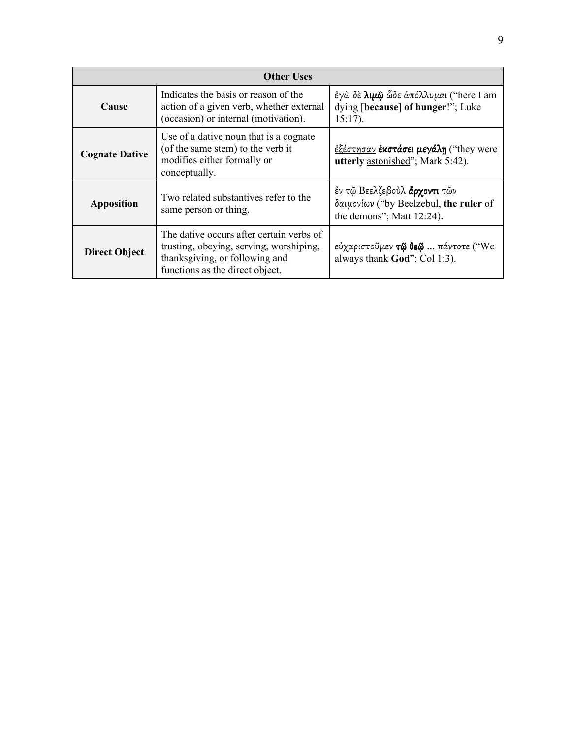| Other Uses | | |
|---|---|---|
| **Cause** | Indicates the basis or reason of the action of a given verb, whether external (occasion) or internal (motivation). | *ἐγὼ δὲ* ***λιμῷ*** *ὧδε ἀπόλλυμαι* ("here I am dying [**because**] **of hunger**!"; Luke 15:17). |
| **Cognate Dative** | Use of a dative noun that is a cognate (of the same stem) to the verb it modifies either formally or conceptually. | <u>*ἐξέστησαν*</u> ***ἐκστάσει μεγάλῃ*** ("<u>they were</u> **utterly** <u>astonished</u>"; Mark 5:42). |
| **Apposition** | Two related substantives refer to the same person or thing. | *ἐν τῷ Βεελζεβοὺλ* ***ἄρχοντι*** *τῶν δαιμονίων* ("by Beelzebul, **the ruler** of the demons"; Matt 12:24). |
| **Direct Object** | The dative occurs after certain verbs of trusting, obeying, serving, worshiping, thanksgiving, or following and functions as the direct object. | *εὐχαριστοῦμεν* ***τῷ θεῷ*** … *πάντοτε* ("We always thank **God**"; Col 1:3). |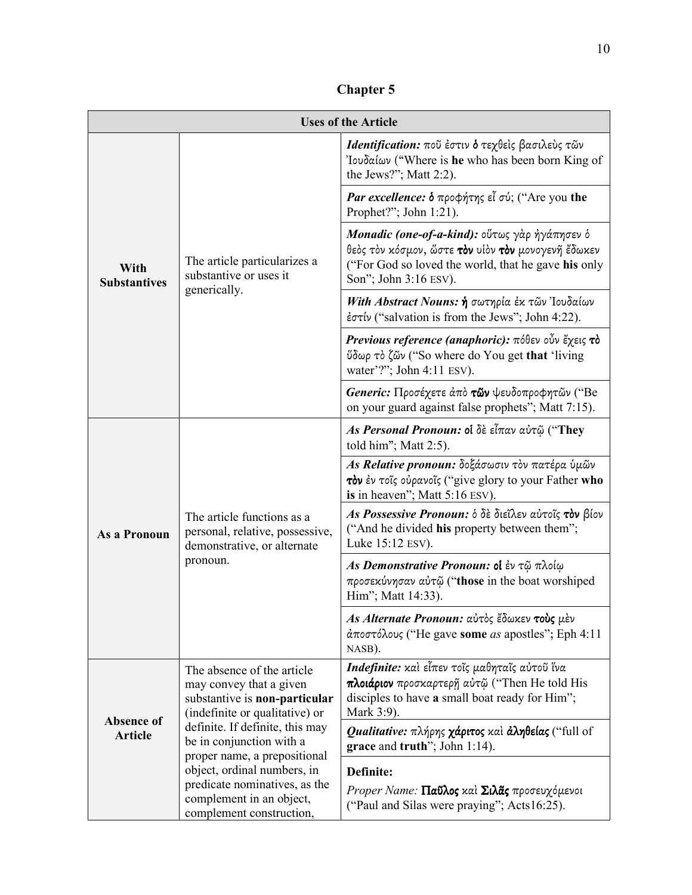## Chapter 5

| Uses of the Article | | |
|---|---|---|
| **With Substantives** | The article particularizes a substantive or uses it generically. | ***Identification:*** *ποῦ ἐστιν* **ὁ** *τεχθεὶς βασιλεὺς τῶν Ἰουδαίων* ("Where is **he** who has been born King of the Jews?"; Matt 2:2). |
| | | ***Par excellence:*** **ὁ** *προφήτης εἶ σύ;* ("Are you **the** Prophet?"; John 1:21). |
| | | ***Monadic (one-of-a-kind):*** *οὕτως γὰρ ἠγάπησεν ὁ θεὸς τὸν κόσμον, ὥστε* **τὸν** *υἱὸν* **τὸν** *μονογενῆ ἔδωκεν* ("For God so loved the world, that he gave **his** only Son"; John 3:16 ESV). |
| | | ***With Abstract Nouns:*** **ἡ** *σωτηρία ἐκ τῶν Ἰουδαίων ἐστίν* ("salvation is from the Jews"; John 4:22). |
| | | ***Previous reference (anaphoric):*** *πόθεν οὖν ἔχεις* **τὸ** *ὕδωρ τὸ ζῶν* ("So where do You get **that** 'living water'?"; John 4:11 ESV). |
| | | ***Generic:*** *Προσέχετε ἀπὸ* **τῶν** *ψευδοπροφητῶν* ("Be on your guard against false prophets"; Matt 7:15). |
| **As a Pronoun** | The article functions as a personal, relative, possessive, demonstrative, or alternate pronoun. | ***As Personal Pronoun:*** **οἱ** *δὲ εἶπαν αὐτῷ* ("**They** told him"; Matt 2:5). |
| | | ***As Relative pronoun:*** *δοξάσωσιν τὸν πατέρα ὑμῶν* **τὸν** *ἐν τοῖς οὐρανοῖς* ("give glory to your Father **who is** in heaven"; Matt 5:16 ESV). |
| | | ***As Possessive Pronoun:*** *ὁ δὲ διεῖλεν αὐτοῖς* **τὸν** *βίον* ("And he divided **his** property between them"; Luke 15:12 ESV). |
| | | ***As Demonstrative Pronoun:*** **οἱ** *ἐν τῷ πλοίῳ προσεκύνησαν αὐτῷ* ("**those** in the boat worshiped Him"; Matt 14:33). |
| | | ***As Alternate Pronoun:*** *αὐτὸς ἔδωκεν* **τοὺς** *μὲν ἀποστόλους* ("He gave **some** *as* apostles"; Eph 4:11 NASB). |
| **Absence of Article** | The absence of the article may convey that a given substantive is **non-particular** (indefinite or qualitative) or definite. If definite, this may be in conjunction with a proper name, a prepositional object, ordinal numbers, in predicate nominatives, as the complement in an object, complement construction, | ***Indefinite:*** *καὶ εἶπεν τοῖς μαθηταῖς αὐτοῦ ἵνα* **πλοιάριον** *προσκαρτερῇ αὐτῷ* ("Then He told His disciples to have **a** small boat ready for Him"; Mark 3:9). |
| | | ***Qualitative:*** *πλήρης* **χάριτος** *καὶ* **ἀληθείας** ("full of **grace** and **truth**"; John 1:14). |
| | | **Definite:**<br>*Proper Name:* **Παῦλος** *καὶ* **Σιλᾶς** *προσευχόμενοι* ("Paul and Silas were praying"; Acts16:25). |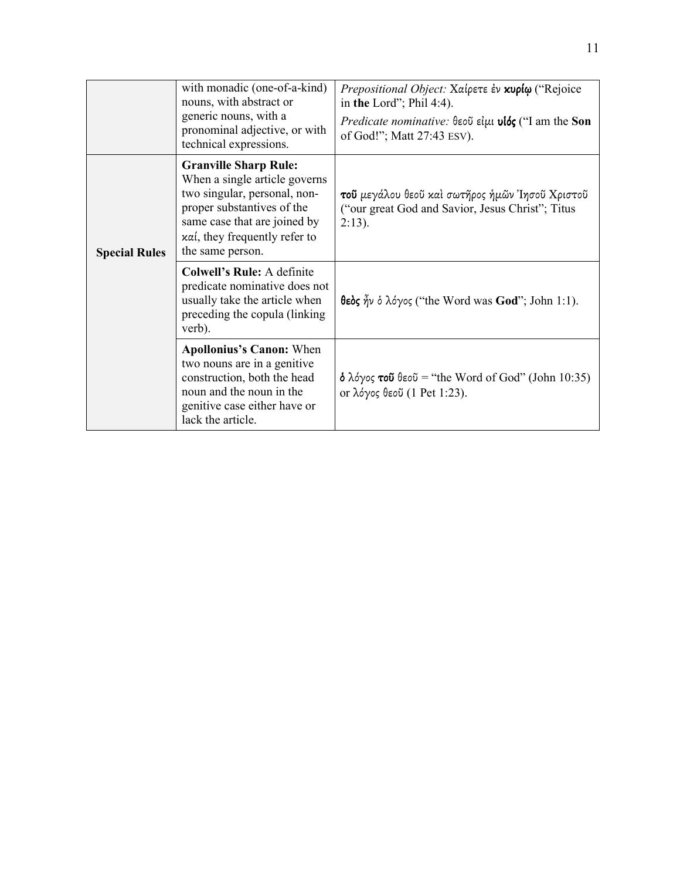| | | |
|---|---|---|
| | with monadic (one-of-a-kind) nouns, with abstract or generic nouns, with a pronominal adjective, or with technical expressions. | *Prepositional Object:* Χαίρετε ἐν **κυρίῳ** ("Rejoice in **the** Lord"; Phil 4:4).<br>*Predicate nominative:* θεοῦ εἰμι **υἱός** ("I am the **Son** of God!"; Matt 27:43 ESV). |
| **Special Rules** | **Granville Sharp Rule:** When a single article governs two singular, personal, non-proper substantives of the same case that are joined by καί, they frequently refer to the same person. | **τοῦ** μεγάλου θεοῦ καὶ σωτῆρος ἡμῶν Ἰησοῦ Χριστοῦ ("our great God and Savior, Jesus Christ"; Titus 2:13). |
| | **Colwell's Rule:** A definite predicate nominative does not usually take the article when preceding the copula (linking verb). | **θεὸς** ἦν ὁ λόγος ("the Word was **God**"; John 1:1). |
| | **Apollonius's Canon:** When two nouns are in a genitive construction, both the head noun and the noun in the genitive case either have or lack the article. | **ὁ** λόγος **τοῦ** θεοῦ = "the Word of God" (John 10:35) or λόγος θεοῦ (1 Pet 1:23). |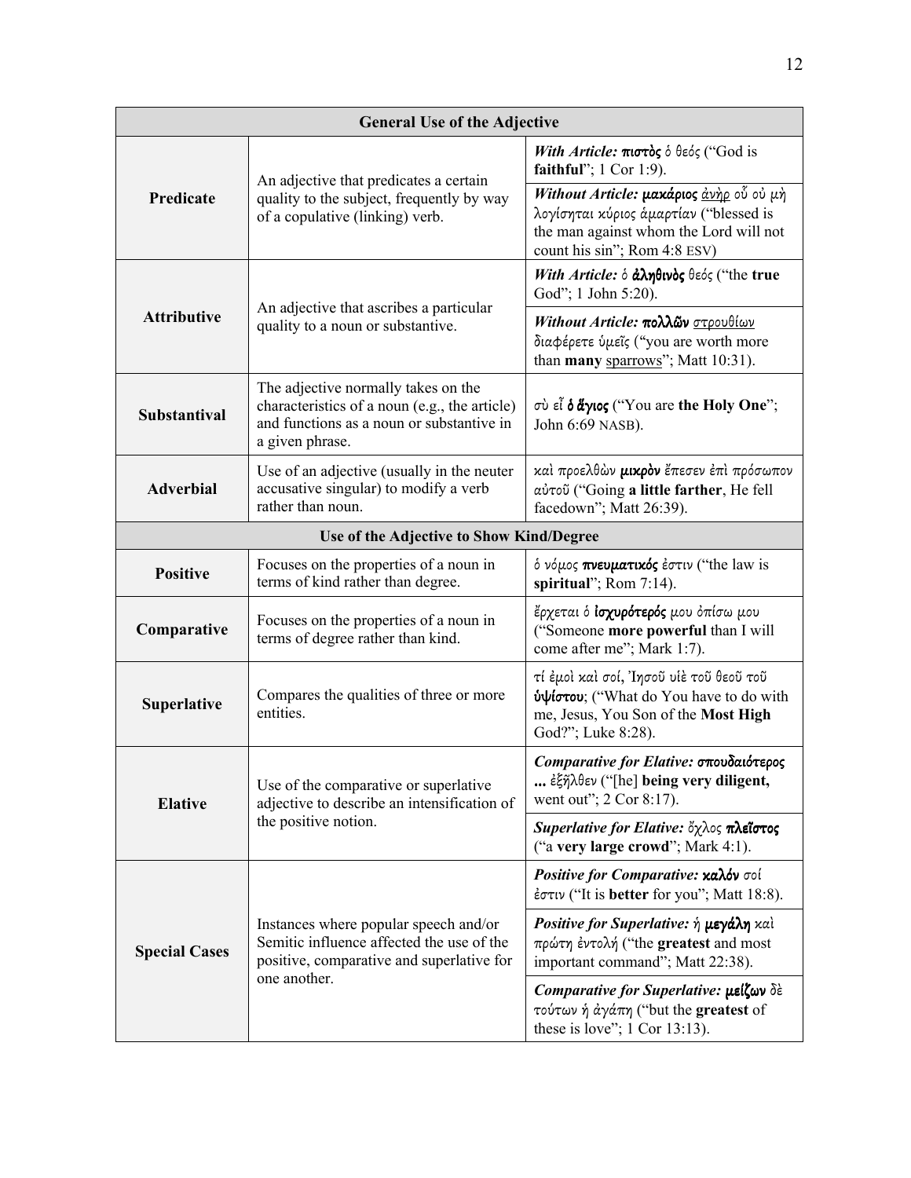| General Use of the Adjective | | |
|---|---|---|
| **Predicate** | An adjective that predicates a certain quality to the subject, frequently by way of a copulative (linking) verb. | ***With Article:*** **πιστὸς** ὁ θεός ("God is **faithful**"; 1 Cor 1:9). |
| | | ***Without Article:*** **μακάριος** <u>ἀνὴρ</u> οὗ οὐ μὴ λογίσηται κύριος ἁμαρτίαν ("blessed is the man against whom the Lord will not count his sin"; Rom 4:8 ESV) |
| **Attributive** | An adjective that ascribes a particular quality to a noun or substantive. | ***With Article:*** ὁ **ἀληθινὸς** θεός ("the **true** God"; 1 John 5:20). |
| | | ***Without Article:*** **πολλῶν** <u>στρουθίων</u> διαφέρετε ὑμεῖς ("you are worth more than **many** <u>sparrows</u>"; Matt 10:31). |
| **Substantival** | The adjective normally takes on the characteristics of a noun (e.g., the article) and functions as a noun or substantive in a given phrase. | σὺ εἶ **ὁ ἅγιος** ("You are **the Holy One**"; John 6:69 NASB). |
| **Adverbial** | Use of an adjective (usually in the neuter accusative singular) to modify a verb rather than noun. | καὶ προελθὼν **μικρὸν** ἔπεσεν ἐπὶ πρόσωπον αὐτοῦ ("Going **a little farther**, He fell facedown"; Matt 26:39). |
| **Use of the Adjective to Show Kind/Degree** | | |
| **Positive** | Focuses on the properties of a noun in terms of kind rather than degree. | ὁ νόμος **πνευματικός** ἐστιν ("the law is **spiritual**"; Rom 7:14). |
| **Comparative** | Focuses on the properties of a noun in terms of degree rather than kind. | ἔρχεται ὁ **ἰσχυρότερός** μου ὀπίσω μου ("Someone **more powerful** than I will come after me"; Mark 1:7). |
| **Superlative** | Compares the qualities of three or more entities. | τί ἐμοὶ καὶ σοί, Ἰησοῦ υἱὲ τοῦ θεοῦ τοῦ **ὑψίστου**; ("What do You have to do with me, Jesus, You Son of the **Most High** God?"; Luke 8:28). |
| **Elative** | Use of the comparative or superlative adjective to describe an intensification of the positive notion. | ***Comparative for Elative:*** **σπουδαιότερος ...** ἐξῆλθεν ("[he] **being very diligent,** went out"; 2 Cor 8:17). |
| | | ***Superlative for Elative:*** ὄχλος **πλεῖστος** ("a **very large crowd**"; Mark 4:1). |
| **Special Cases** | Instances where popular speech and/or Semitic influence affected the use of the positive, comparative and superlative for one another. | ***Positive for Comparative:*** **καλόν** σοί ἐστιν ("It is **better** for you"; Matt 18:8). |
| | | ***Positive for Superlative:*** ἡ **μεγάλη** καὶ πρώτη ἐντολή ("the **greatest** and most important command"; Matt 22:38). |
| | | ***Comparative for Superlative:*** **μείζων** δὲ τούτων ἡ ἀγάπη ("but the **greatest** of these is love"; 1 Cor 13:13). |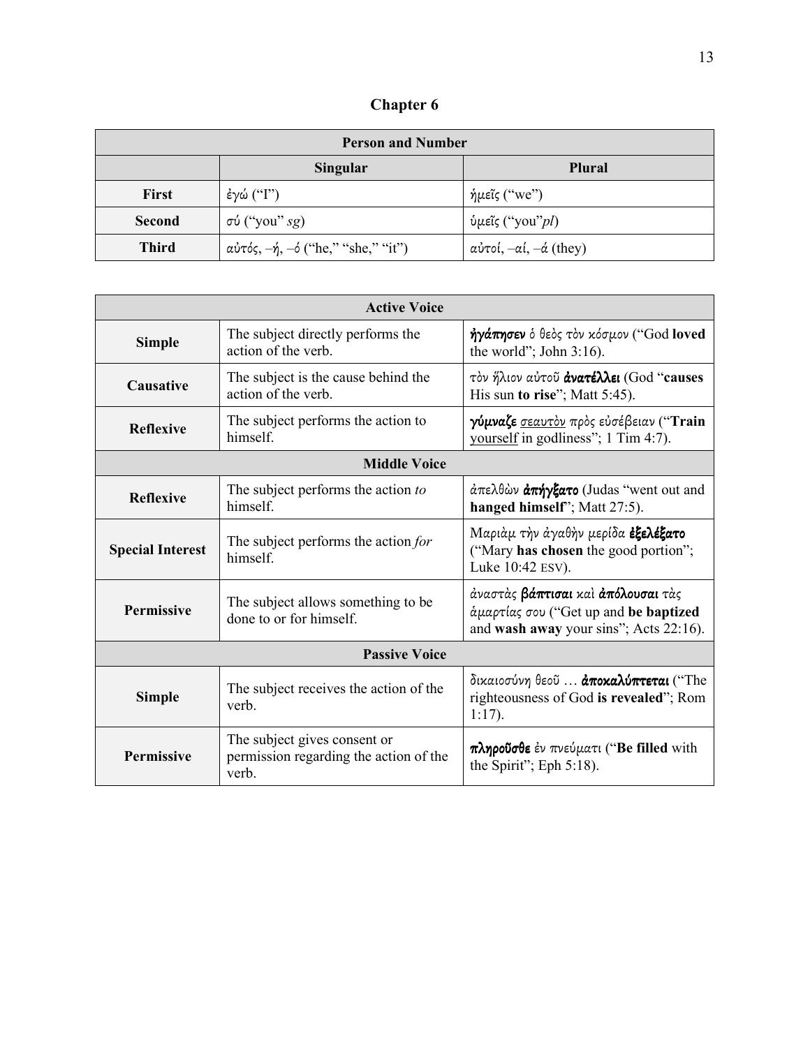# Chapter 6

| Person and Number | | |
|---|---|---|
| | **Singular** | **Plural** |
| **First** | ἐγώ (“I”) | ἡμεῖς (“we”) |
| **Second** | σύ (“you” *sg*) | ὑμεῖς (“you”*pl*) |
| **Third** | αὐτός, –ή, –ό (“he,” “she,” “it”) | αὐτοί, –αί, –ά (they) |

| Active Voice | | |
|---|---|---|
| **Simple** | The subject directly performs the action of the verb. | ***ἠγάπησεν*** ὁ θεὸς τὸν κόσμον (“God **loved** the world”; John 3:16). |
| **Causative** | The subject is the cause behind the action of the verb. | τὸν ἥλιον αὐτοῦ **ἀνατέλλει** (God “**causes** His sun **to rise**”; Matt 5:45). |
| **Reflexive** | The subject performs the action to himself. | **γύμναζε** <u>σεαυτὸν</u> πρὸς εὐσέβειαν (“**Train** <u>yourself</u> in godliness”; 1 Tim 4:7). |
| **Middle Voice** | | |
| **Reflexive** | The subject performs the action *to* himself. | ἀπελθὼν **ἀπήγξατο** (Judas “went out and **hanged himself**”; Matt 27:5). |
| **Special Interest** | The subject performs the action *for* himself. | Μαριὰμ τὴν ἀγαθὴν μερίδα **ἐξελέξατο** (“Mary **has chosen** the good portion”; Luke 10:42 ESV). |
| **Permissive** | The subject allows something to be done to or for himself. | ἀναστὰς **βάπτισαι** καὶ **ἀπόλουσαι** τὰς ἁμαρτίας σου (“Get up and **be baptized** and **wash away** your sins”; Acts 22:16). |
| **Passive Voice** | | |
| **Simple** | The subject receives the action of the verb. | δικαιοσύνη θεοῦ … **ἀποκαλύπτεται** (“The righteousness of God **is revealed**”; Rom 1:17). |
| **Permissive** | The subject gives consent or permission regarding the action of the verb. | **πληροῦσθε** ἐν πνεύματι (“**Be filled** with the Spirit”; Eph 5:18). |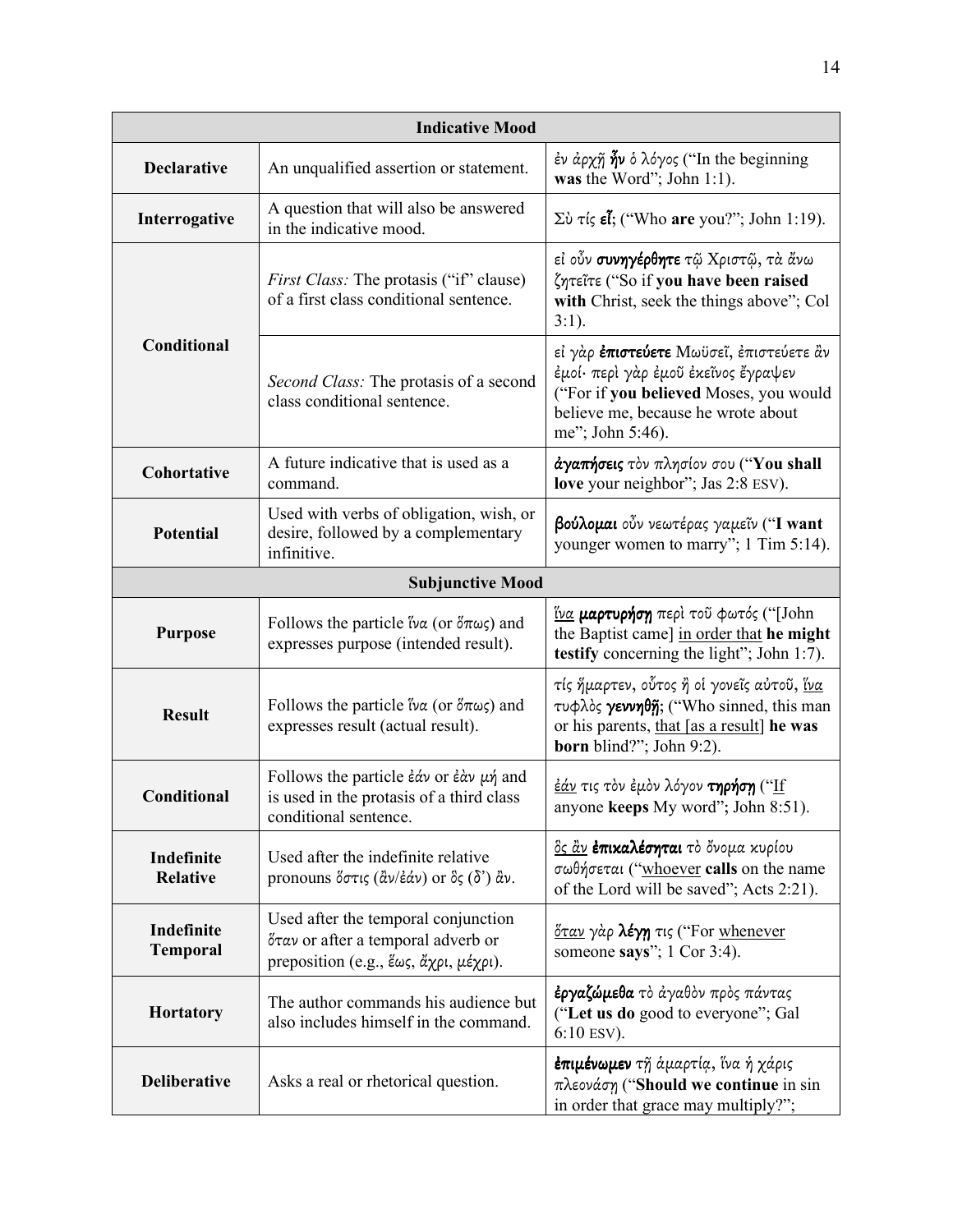| Indicative Mood | | |
|---|---|---|
| **Declarative** | An unqualified assertion or statement. | ἐν ἀρχῇ **ἦν** ὁ λόγος (“In the beginning **was** the Word”; John 1:1). |
| **Interrogative** | A question that will also be answered in the indicative mood. | Σὺ τίς **εἶ;** (“Who **are** you?”; John 1:19). |
| **Conditional** | *First Class:* The protasis (“if” clause) of a first class conditional sentence. | εἰ οὖν **συνηγέρθητε** τῷ Χριστῷ, τὰ ἄνω ζητεῖτε (“So if **you have been raised with** Christ, seek the things above”; Col 3:1). |
| | *Second Class:* The protasis of a second class conditional sentence. | εἰ γὰρ **ἐπιστεύετε** Μωϋσεῖ, ἐπιστεύετε ἂν ἐμοί· περὶ γὰρ ἐμοῦ ἐκεῖνος ἔγραψεν (“For if **you believed** Moses, you would believe me, because he wrote about me”; John 5:46). |
| **Cohortative** | A future indicative that is used as a command. | **ἀγαπήσεις** τὸν πλησίον σου (“**You shall love** your neighbor”; Jas 2:8 ESV). |
| **Potential** | Used with verbs of obligation, wish, or desire, followed by a complementary infinitive. | **βούλομαι** οὖν νεωτέρας γαμεῖν (“**I want** younger women to marry”; 1 Tim 5:14). |
| **Subjunctive Mood** | | |
| **Purpose** | Follows the particle ἵνα (or ὅπως) and expresses purpose (intended result). | <u>ἵνα</u> **μαρτυρήσῃ** περὶ τοῦ φωτός (“[John the Baptist came] <u>in order that</u> **he might testify** concerning the light”; John 1:7). |
| **Result** | Follows the particle ἵνα (or ὅπως) and expresses result (actual result). | τίς ἥμαρτεν, οὗτος ἢ οἱ γονεῖς αὐτοῦ, <u>ἵνα</u> τυφλὸς **γεννηθῇ;** (“Who sinned, this man or his parents, <u>that [as a result]</u> **he was born** blind?”; John 9:2). |
| **Conditional** | Follows the particle ἐάν or ἐὰν μή and is used in the protasis of a third class conditional sentence. | <u>ἐάν</u> τις τὸν ἐμὸν λόγον **τηρήσῃ** (“<u>If</u> anyone **keeps** My word”**;** John 8:51). |
| **Indefinite Relative** | Used after the indefinite relative pronouns ὅστις (ἂν/ἐάν) or ὃς (δ’) ἂν. | <u>ὃς ἂν</u> **ἐπικαλέσηται** τὸ ὄνομα κυρίου σωθήσεται (“<u>whoever</u> **calls** on the name of the Lord will be saved”; Acts 2:21). |
| **Indefinite Temporal** | Used after the temporal conjunction ὅταν or after a temporal adverb or preposition (e.g., ἕως, ἄχρι, μέχρι). | <u>ὅταν</u> γὰρ **λέγῃ** τις (“For <u>whenever</u> someone **says**”; 1 Cor 3:4). |
| **Hortatory** | The author commands his audience but also includes himself in the command. | **ἐργαζώμεθα** τὸ ἀγαθὸν πρὸς πάντας (“**Let us do** good to everyone”; Gal 6:10 ESV). |
| **Deliberative** | Asks a real or rhetorical question. | **ἐπιμένωμεν** τῇ ἁμαρτίᾳ, ἵνα ἡ χάρις πλεονάσῃ (“**Should we continue** in sin in order that grace may multiply?”; |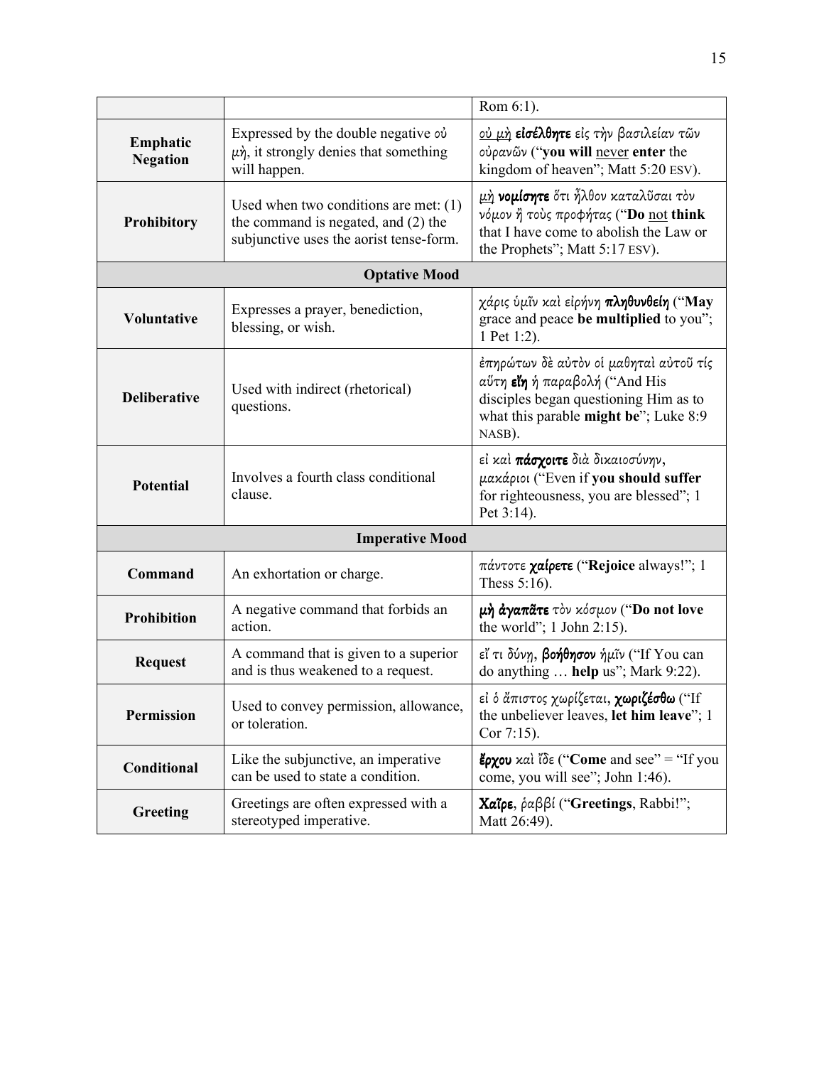| | | |
|---|---|---|
| | | Rom 6:1). |
| **Emphatic Negation** | Expressed by the double negative *οὐ μὴ*, it strongly denies that something will happen. | *<u>οὐ μὴ</u>* ***εἰσέλθητε*** *εἰς τὴν βασιλείαν τῶν οὐρανῶν* (“**you will** <u>never</u> **enter** the kingdom of heaven”; Matt 5:20 ESV). |
| **Prohibitory** | Used when two conditions are met: (1) the command is negated, and (2) the subjunctive uses the aorist tense-form. | *<u>μὴ</u>* ***νομίσητε*** *ὅτι ἦλθον καταλῦσαι τὸν νόμον ἢ τοὺς προφήτας* (“**Do** <u>not</u> **think** that I have come to abolish the Law or the Prophets”; Matt 5:17 ESV). |
| **Optative Mood** | | |
| **Voluntative** | Expresses a prayer, benediction, blessing, or wish. | *χάρις ὑμῖν καὶ εἰρήνη* ***πληθυνθείη*** (“**May** grace and peace **be multiplied** to you”; 1 Pet 1:2). |
| **Deliberative** | Used with indirect (rhetorical) questions. | *ἐπηρώτων δὲ αὐτὸν οἱ μαθηταὶ αὐτοῦ τίς αὕτη* ***εἴη*** *ἡ παραβολή* (“And His disciples began questioning Him as to what this parable **might be**”; Luke 8:9 NASB). |
| **Potential** | Involves a fourth class conditional clause. | *εἰ καὶ* ***πάσχοιτε*** *διὰ δικαιοσύνην, μακάριοι* (“Even if **you should suffer** for righteousness, you are blessed”; 1 Pet 3:14). |
| **Imperative Mood** | | |
| **Command** | An exhortation or charge. | *πάντοτε* ***χαίρετε*** (“**Rejoice** always!”; 1 Thess 5:16). |
| **Prohibition** | A negative command that forbids an action. | ***μὴ ἀγαπᾶτε*** *τὸν κόσμον* (“**Do not love** the world”; 1 John 2:15). |
| **Request** | A command that is given to a superior and is thus weakened to a request. | *εἴ τι δύνῃ,* ***βοήθησον*** *ἡμῖν* (“If You can do anything … **help** us”; Mark 9:22). |
| **Permission** | Used to convey permission, allowance, or toleration. | *εἰ ὁ ἄπιστος χωρίζεται,* ***χωριζέσθω*** (“If the unbeliever leaves, **let him leave**”; 1 Cor 7:15). |
| **Conditional** | Like the subjunctive, an imperative can be used to state a condition. | ***ἔρχου*** *καὶ ἴδε* (“**Come** and see” = “If you come, you will see”; John 1:46). |
| **Greeting** | Greetings are often expressed with a stereotyped imperative. | ***Χαῖρε***, *ῥαββί* (“**Greetings**, Rabbi!”; Matt 26:49). |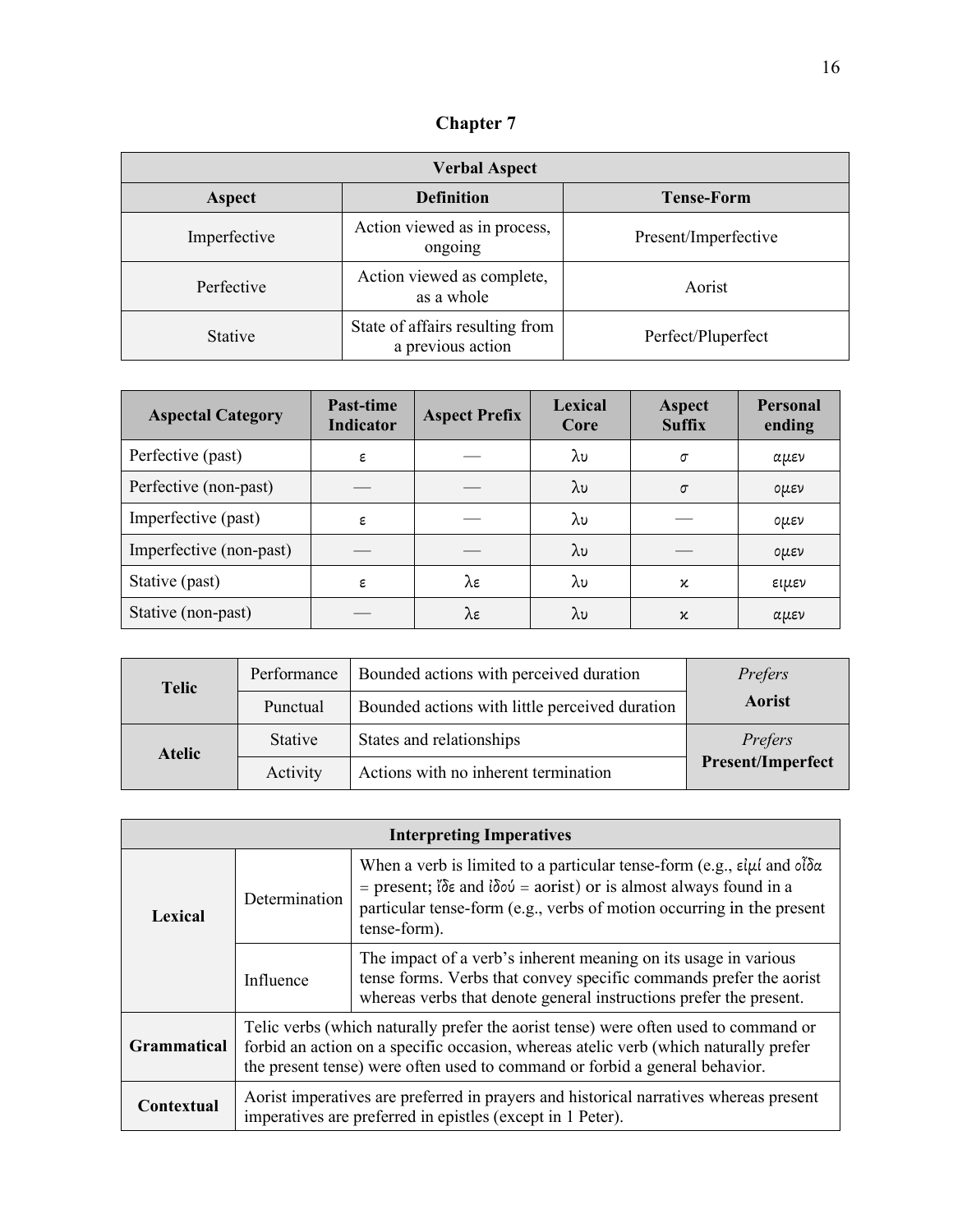# Chapter 7

| Verbal Aspect | | |
|---|---|---|
| **Aspect** | **Definition** | **Tense-Form** |
| Imperfective | Action viewed as in process, ongoing | Present/Imperfective |
| Perfective | Action viewed as complete, as a whole | Aorist |
| Stative | State of affairs resulting from a previous action | Perfect/Pluperfect |

| Aspectal Category | Past-time Indicator | Aspect Prefix | Lexical Core | Aspect Suffix | Personal ending |
|---|---|---|---|---|---|
| Perfective (past) | ε | — | λυ | σ | αμεν |
| Perfective (non-past) | — | — | λυ | σ | ομεν |
| Imperfective (past) | ε | — | λυ | — | ομεν |
| Imperfective (non-past) | — | — | λυ | — | ομεν |
| Stative (past) | ε | λε | λυ | κ | ειμεν |
| Stative (non-past) | — | λε | λυ | κ | αμεν |

| | | | |
|---|---|---|---|
| **Telic** | Performance | Bounded actions with perceived duration | *Prefers* **Aorist** |
| | Punctual | Bounded actions with little perceived duration | |
| **Atelic** | Stative | States and relationships | *Prefers* **Present/Imperfect** |
| | Activity | Actions with no inherent termination | |

| Interpreting Imperatives | | |
|---|---|---|
| **Lexical** | Determination | When a verb is limited to a particular tense-form (e.g., εἰμί and οἶδα = present; ἴδε and ἰδού = aorist) or is almost always found in a particular tense-form (e.g., verbs of motion occurring in the present tense-form). |
| | Influence | The impact of a verb's inherent meaning on its usage in various tense forms. Verbs that convey specific commands prefer the aorist whereas verbs that denote general instructions prefer the present. |
| **Grammatical** | Telic verbs (which naturally prefer the aorist tense) were often used to command or forbid an action on a specific occasion, whereas atelic verb (which naturally prefer the present tense) were often used to command or forbid a general behavior. | |
| **Contextual** | Aorist imperatives are preferred in prayers and historical narratives whereas present imperatives are preferred in epistles (except in 1 Peter). | |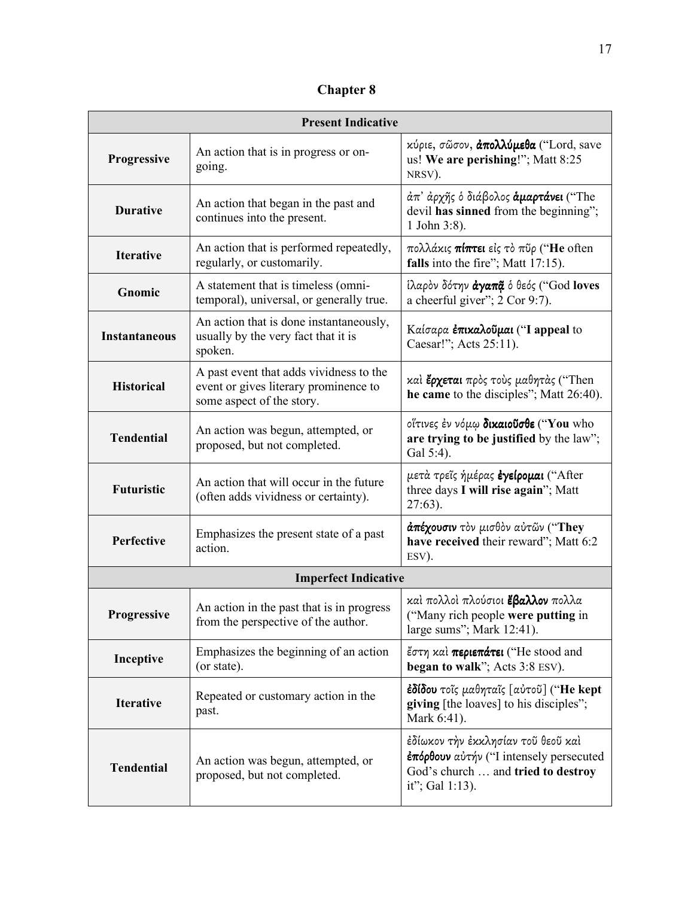## Chapter 8

| Present Indicative | | |
|---|---|---|
| **Progressive** | An action that is in progress or on-going. | *κύριε, σῶσον,* ***ἀπολλύμεθα*** ("Lord, save us! **We are perishing**!"; Matt 8:25 NRSV). |
| **Durative** | An action that began in the past and continues into the present. | *ἀπ᾽ ἀρχῆς ὁ διάβολος* ***ἁμαρτάνει*** ("The devil **has sinned** from the beginning"; 1 John 3:8). |
| **Iterative** | An action that is performed repeatedly, regularly, or customarily. | *πολλάκις* ***πίπτει*** *εἰς τὸ πῦρ* ("**He** often **falls** into the fire"; Matt 17:15). |
| **Gnomic** | A statement that is timeless (omni-temporal), universal, or generally true. | *ἱλαρὸν δότην* ***ἀγαπᾷ*** *ὁ θεός* ("God **loves** a cheerful giver"; 2 Cor 9:7). |
| **Instantaneous** | An action that is done instantaneously, usually by the very fact that it is spoken. | *Καίσαρα* ***ἐπικαλοῦμαι*** ("**I appeal** to Caesar!"; Acts 25:11). |
| **Historical** | A past event that adds vividness to the event or gives literary prominence to some aspect of the story. | *καὶ* ***ἔρχεται*** *πρὸς τοὺς μαθητὰς* ("Then **he came** to the disciples"; Matt 26:40). |
| **Tendential** | An action was begun, attempted, or proposed, but not completed. | *οἵτινες ἐν νόμῳ* ***δικαιοῦσθε*** ("**You** who **are trying to be justified** by the law"; Gal 5:4). |
| **Futuristic** | An action that will occur in the future (often adds vividness or certainty). | *μετὰ τρεῖς ἡμέρας* ***ἐγείρομαι*** ("After three days **I will rise again**"; Matt 27:63). |
| **Perfective** | Emphasizes the present state of a past action. | ***ἀπέχουσιν*** *τὸν μισθὸν αὐτῶν* ("**They have received** their reward"; Matt 6:2 ESV). |
| **Imperfect Indicative** | | |
| **Progressive** | An action in the past that is in progress from the perspective of the author. | *καὶ πολλοὶ πλούσιοι* ***ἔβαλλον*** *πολλα* ("Many rich people **were putting** in large sums"; Mark 12:41). |
| **Inceptive** | Emphasizes the beginning of an action (or state). | *ἔστη καὶ* ***περιεπάτει*** ("He stood and **began to walk**"; Acts 3:8 ESV). |
| **Iterative** | Repeated or customary action in the past. | ***ἐδίδου*** *τοῖς μαθηταῖς [αὐτοῦ]* ("**He kept giving** [the loaves] to his disciples"; Mark 6:41). |
| **Tendential** | An action was begun, attempted, or proposed, but not completed. | *ἐδίωκον τὴν ἐκκλησίαν τοῦ θεοῦ καὶ* ***ἐπόρθουν*** *αὐτήν* ("I intensely persecuted God's church … and **tried to destroy** it"; Gal 1:13). |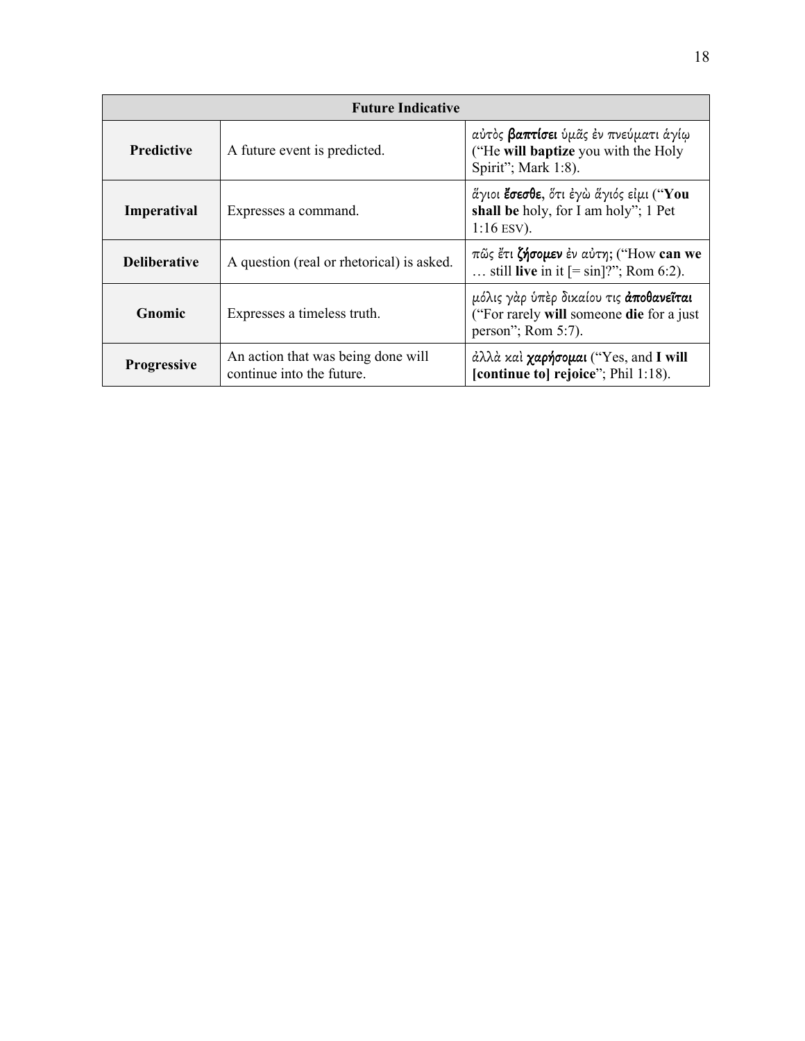| Future Indicative | | |
|---|---|---|
| **Predictive** | A future event is predicted. | αὐτὸς **βαπτίσει** ὑμᾶς ἐν πνεύματι ἁγίῳ ("He **will baptize** you with the Holy Spirit"; Mark 1:8). |
| **Imperatival** | Expresses a command. | ἅγιοι **ἔσεσθε**, ὅτι ἐγὼ ἅγιός εἰμι ("**You shall be** holy, for I am holy"; 1 Pet 1:16 ESV). |
| **Deliberative** | A question (real or rhetorical) is asked. | πῶς ἔτι **ζήσομεν** ἐν αὐτῇ; ("How **can we** … still **live** in it [= sin]?"; Rom 6:2). |
| **Gnomic** | Expresses a timeless truth. | μόλις γὰρ ὑπὲρ δικαίου τις **ἀποθανεῖται** ("For rarely **will** someone **die** for a just person"; Rom 5:7). |
| **Progressive** | An action that was being done will continue into the future. | ἀλλὰ καὶ **χαρήσομαι** ("Yes, and **I will [continue to] rejoice**"; Phil 1:18). |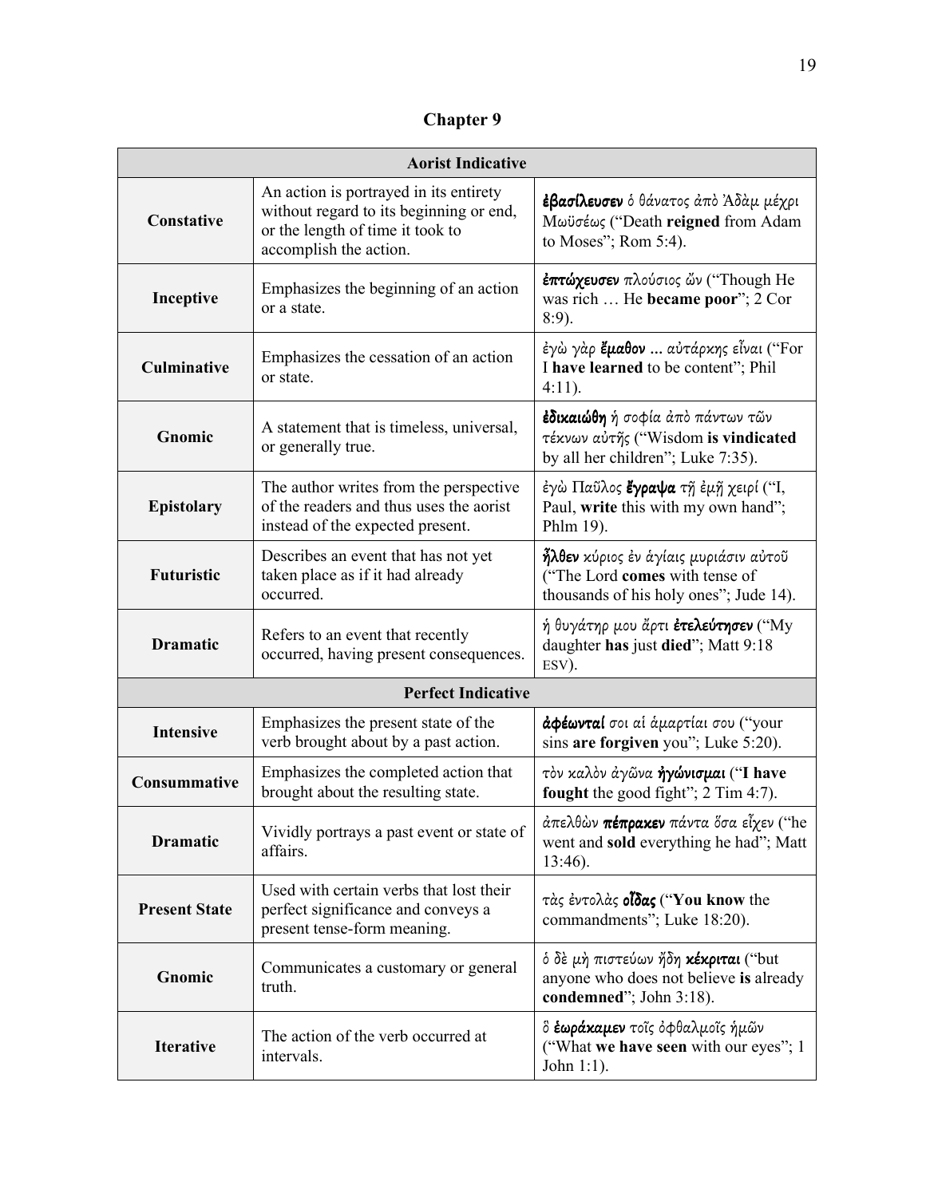## Chapter 9

| Aorist Indicative | | |
|---|---|---|
| **Constative** | An action is portrayed in its entirety without regard to its beginning or end, or the length of time it took to accomplish the action. | ***ἐβασίλευσεν*** *ὁ θάνατος ἀπὸ Ἀδὰμ μέχρι Μωϋσέως* ("Death **reigned** from Adam to Moses"; Rom 5:4). |
| **Inceptive** | Emphasizes the beginning of an action or a state. | ***ἐπτώχευσεν*** *πλούσιος ὤν* ("Though He was rich … He **became poor**"; 2 Cor 8:9). |
| **Culminative** | Emphasizes the cessation of an action or state. | *ἐγὼ γὰρ* ***ἔμαθον …*** *αὐτάρκης εἶναι* ("For I **have learned** to be content"; Phil 4:11). |
| **Gnomic** | A statement that is timeless, universal, or generally true. | ***ἐδικαιώθη*** *ἡ σοφία ἀπὸ πάντων τῶν τέκνων αὐτῆς* ("Wisdom **is vindicated** by all her children"; Luke 7:35). |
| **Epistolary** | The author writes from the perspective of the readers and thus uses the aorist instead of the expected present. | *ἐγὼ Παῦλος* ***ἔγραψα*** *τῇ ἐμῇ χειρί* ("I, Paul, **write** this with my own hand"; Phlm 19). |
| **Futuristic** | Describes an event that has not yet taken place as if it had already occurred. | ***ἦλθεν*** *κύριος ἐν ἁγίαις μυριάσιν αὐτοῦ* ("The Lord **comes** with tense of thousands of his holy ones"; Jude 14). |
| **Dramatic** | Refers to an event that recently occurred, having present consequences. | *ἡ θυγάτηρ μου ἄρτι* ***ἐτελεύτησεν*** ("My daughter **has** just **died**"; Matt 9:18 ESV). |
| **Perfect Indicative** | | |
| **Intensive** | Emphasizes the present state of the verb brought about by a past action. | ***ἀφέωνταί*** *σοι αἱ ἁμαρτίαι σου* ("your sins **are forgiven** you"; Luke 5:20). |
| **Consummative** | Emphasizes the completed action that brought about the resulting state. | *τὸν καλὸν ἀγῶνα* ***ἠγώνισμαι*** ("**I have fought** the good fight"; 2 Tim 4:7). |
| **Dramatic** | Vividly portrays a past event or state of affairs. | *ἀπελθὼν* ***πέπρακεν*** *πάντα ὅσα εἶχεν* ("he went and **sold** everything he had"; Matt 13:46). |
| **Present State** | Used with certain verbs that lost their perfect significance and conveys a present tense-form meaning. | *τὰς ἐντολὰς* ***οἶδας*** ("**You know** the commandments"; Luke 18:20). |
| **Gnomic** | Communicates a customary or general truth. | *ὁ δὲ μὴ πιστεύων ἤδη* ***κέκριται*** ("but anyone who does not believe **is** already **condemned**"; John 3:18). |
| **Iterative** | The action of the verb occurred at intervals. | *ὃ* ***ἑωράκαμεν*** *τοῖς ὀφθαλμοῖς ἡμῶν* ("What **we have seen** with our eyes"; 1 John 1:1). |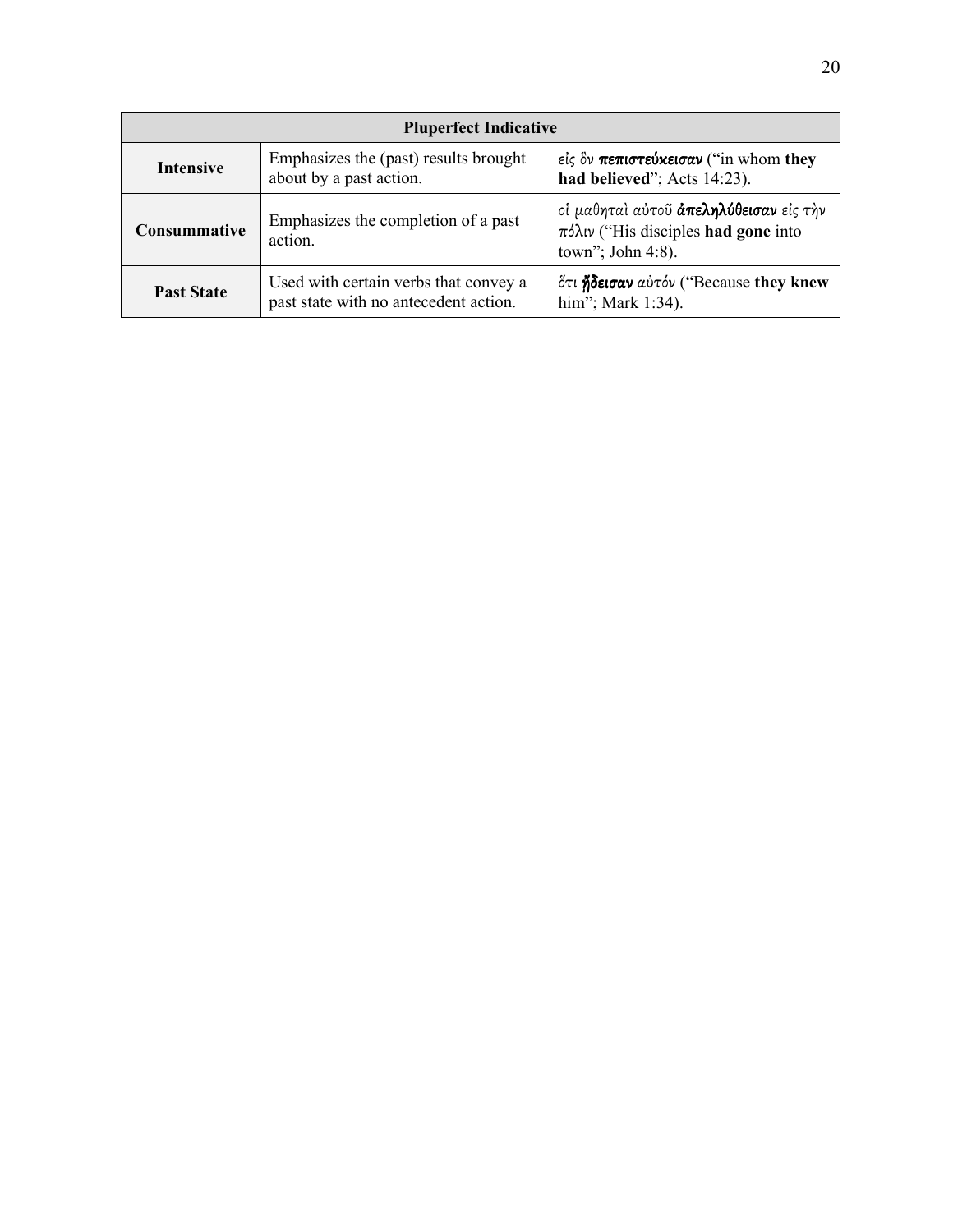| Pluperfect Indicative | | |
|---|---|---|
| **Intensive** | Emphasizes the (past) results brought about by a past action. | *εἰς ὃν* ***πεπιστεύκεισαν*** (“in whom **they had believed**”; Acts 14:23). |
| **Consummative** | Emphasizes the completion of a past action. | *οἱ μαθηταὶ αὐτοῦ* ***ἀπεληλύθεισαν*** *εἰς τὴν πόλιν* (“His disciples **had gone** into town”; John 4:8). |
| **Past State** | Used with certain verbs that convey a past state with no antecedent action. | *ὅτι* ***ᾔδεισαν*** *αὐτόν* (“Because **they knew** him”; Mark 1:34). |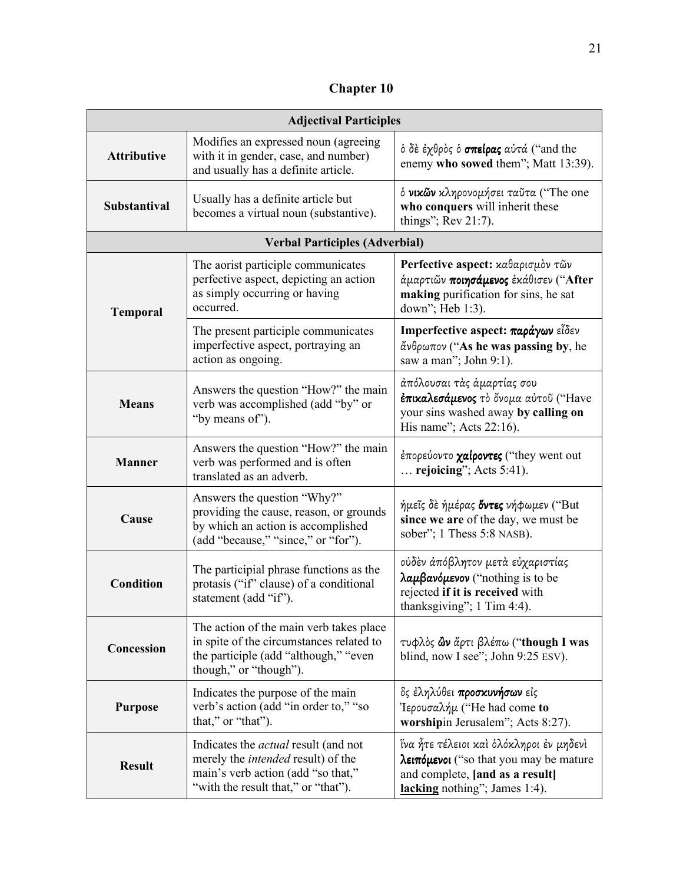# Chapter 10

| Adjectival Participles | | |
|---|---|---|
| **Attributive** | Modifies an expressed noun (agreeing with it in gender, case, and number) and usually has a definite article. | ὁ δὲ ἐχθρὸς ὁ ***σπείρας*** αὐτά ("and the enemy **who sowed** them"; Matt 13:39). |
| **Substantival** | Usually has a definite article but becomes a virtual noun (substantive). | ὁ ***νικῶν*** κληρονομήσει ταῦτα ("The one **who conquers** will inherit these things"; Rev 21:7). |
| **Verbal Participles (Adverbial)** | | |
| **Temporal** | The aorist participle communicates perfective aspect, depicting an action as simply occurring or having occurred. | **Perfective aspect:** καθαρισμὸν τῶν ἁμαρτιῶν ***ποιησάμενος*** ἐκάθισεν ("**After making** purification for sins, he sat down"; Heb 1:3). |
| | The present participle communicates imperfective aspect, portraying an action as ongoing. | **Imperfective aspect:** ***παράγων*** εἶδεν ἄνθρωπον ("**As he was passing by**, he saw a man"; John 9:1). |
| **Means** | Answers the question "How?" the main verb was accomplished (add "by" or "by means of"). | ἀπόλουσαι τὰς ἁμαρτίας σου ***ἐπικαλεσάμενος*** τὸ ὄνομα αὐτοῦ ("Have your sins washed away **by calling on** His name"; Acts 22:16). |
| **Manner** | Answers the question "How?" the main verb was performed and is often translated as an adverb. | ἐπορεύοντο ***χαίροντες*** ("they went out … **rejoicing**"; Acts 5:41). |
| **Cause** | Answers the question "Why?" providing the cause, reason, or grounds by which an action is accomplished (add "because," "since," or "for"). | ἡμεῖς δὲ ἡμέρας ***ὄντες*** νήφωμεν ("But **since we are** of the day, we must be sober"; 1 Thess 5:8 NASB). |
| **Condition** | The participial phrase functions as the protasis ("if" clause) of a conditional statement (add "if"). | οὐδὲν ἀπόβλητον μετὰ εὐχαριστίας ***λαμβανόμενον*** ("nothing is to be rejected **if it is received** with thanksgiving"; 1 Tim 4:4). |
| **Concession** | The action of the main verb takes place in spite of the circumstances related to the participle (add "although," "even though," or "though"). | τυφλὸς ***ὢν*** ἄρτι βλέπω ("**though I was** blind, now I see"; John 9:25 ESV). |
| **Purpose** | Indicates the purpose of the main verb's action (add "in order to," "so that," or "that"). | ὃς ἐληλύθει ***προσκυνήσων*** εἰς Ἰερουσαλήμ ("He had come **to worship**in Jerusalem"; Acts 8:27). |
| **Result** | Indicates the *actual* result (and not merely the *intended* result) of the main's verb action (add "so that," "with the result that," or "that"). | ἵνα ἦτε τέλειοι καὶ ὁλόκληροι ἐν μηδενὶ ***λειπόμενοι*** ("so that you may be mature and complete, **[and as a result] lacking** nothing"; James 1:4). |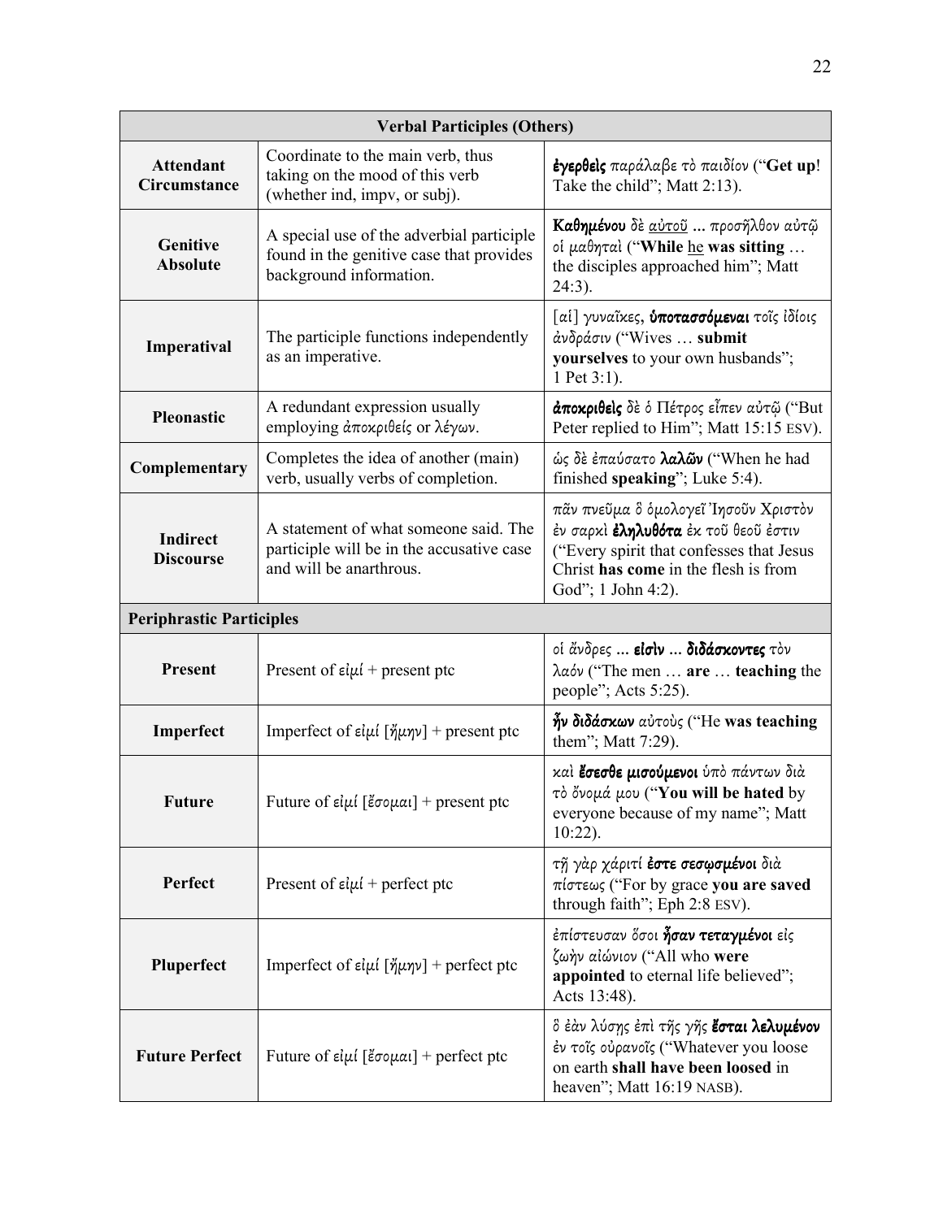| Verbal Participles (Others) | | |
|---|---|---|
| **Attendant Circumstance** | Coordinate to the main verb, thus taking on the mood of this verb (whether ind, impv, or subj). | **ἐγερθεὶς** παράλαβε τὸ παιδίον ("**Get up**! Take the child"; Matt 2:13). |
| **Genitive Absolute** | A special use of the adverbial participle found in the genitive case that provides background information. | **Καθημένου** δὲ <u>αὐτοῦ</u> **…** προσῆλθον αὐτῷ οἱ μαθηταὶ ("**While** <u>he</u> **was sitting** … the disciples approached him"; Matt 24:3). |
| **Imperatival** | The participle functions independently as an imperative. | [αἱ] γυναῖκες, **ὑποτασσόμεναι** τοῖς ἰδίοις ἀνδράσιν ("Wives … **submit yourselves** to your own husbands"; 1 Pet 3:1). |
| **Pleonastic** | A redundant expression usually employing ἀποκριθείς or λέγων. | **ἀποκριθεὶς** δὲ ὁ Πέτρος εἶπεν αὐτῷ ("But Peter replied to Him"; Matt 15:15 ESV). |
| **Complementary** | Completes the idea of another (main) verb, usually verbs of completion. | ὡς δὲ ἐπαύσατο **λαλῶν** ("When he had finished **speaking**"; Luke 5:4). |
| **Indirect Discourse** | A statement of what someone said. The participle will be in the accusative case and will be anarthrous. | πᾶν πνεῦμα ὃ ὁμολογεῖ Ἰησοῦν Χριστὸν ἐν σαρκὶ **ἐληλυθότα** ἐκ τοῦ θεοῦ ἐστιν ("Every spirit that confesses that Jesus Christ **has come** in the flesh is from God"; 1 John 4:2). |
| **Periphrastic Participles** | | |
| **Present** | Present of εἰμί + present ptc | οἱ ἄνδρες **… εἰσὶν … διδάσκοντες** τὸν λαόν ("The men … **are** … **teaching** the people"; Acts 5:25). |
| **Imperfect** | Imperfect of εἰμί [ἤμην] + present ptc | **ἦν διδάσκων** αὐτοὺς ("He **was teaching** them"; Matt 7:29). |
| **Future** | Future of εἰμί [ἔσομαι] + present ptc | καὶ **ἔσεσθε μισούμενοι** ὑπὸ πάντων διὰ τὸ ὄνομά μου ("**You will be hated** by everyone because of my name"; Matt 10:22). |
| **Perfect** | Present of εἰμί + perfect ptc | τῇ γὰρ χάριτί **ἐστε σεσῳσμένοι** διὰ πίστεως ("For by grace **you are saved** through faith"; Eph 2:8 ESV). |
| **Pluperfect** | Imperfect of εἰμί [ἤμην] + perfect ptc | ἐπίστευσαν ὅσοι **ἦσαν τεταγμένοι** εἰς ζωὴν αἰώνιον ("All who **were appointed** to eternal life believed"; Acts 13:48). |
| **Future Perfect** | Future of εἰμί [ἔσομαι] + perfect ptc | ὃ ἐὰν λύσῃς ἐπὶ τῆς γῆς **ἔσται λελυμένον** ἐν τοῖς οὐρανοῖς ("Whatever you loose on earth **shall have been loosed** in heaven"; Matt 16:19 NASB). |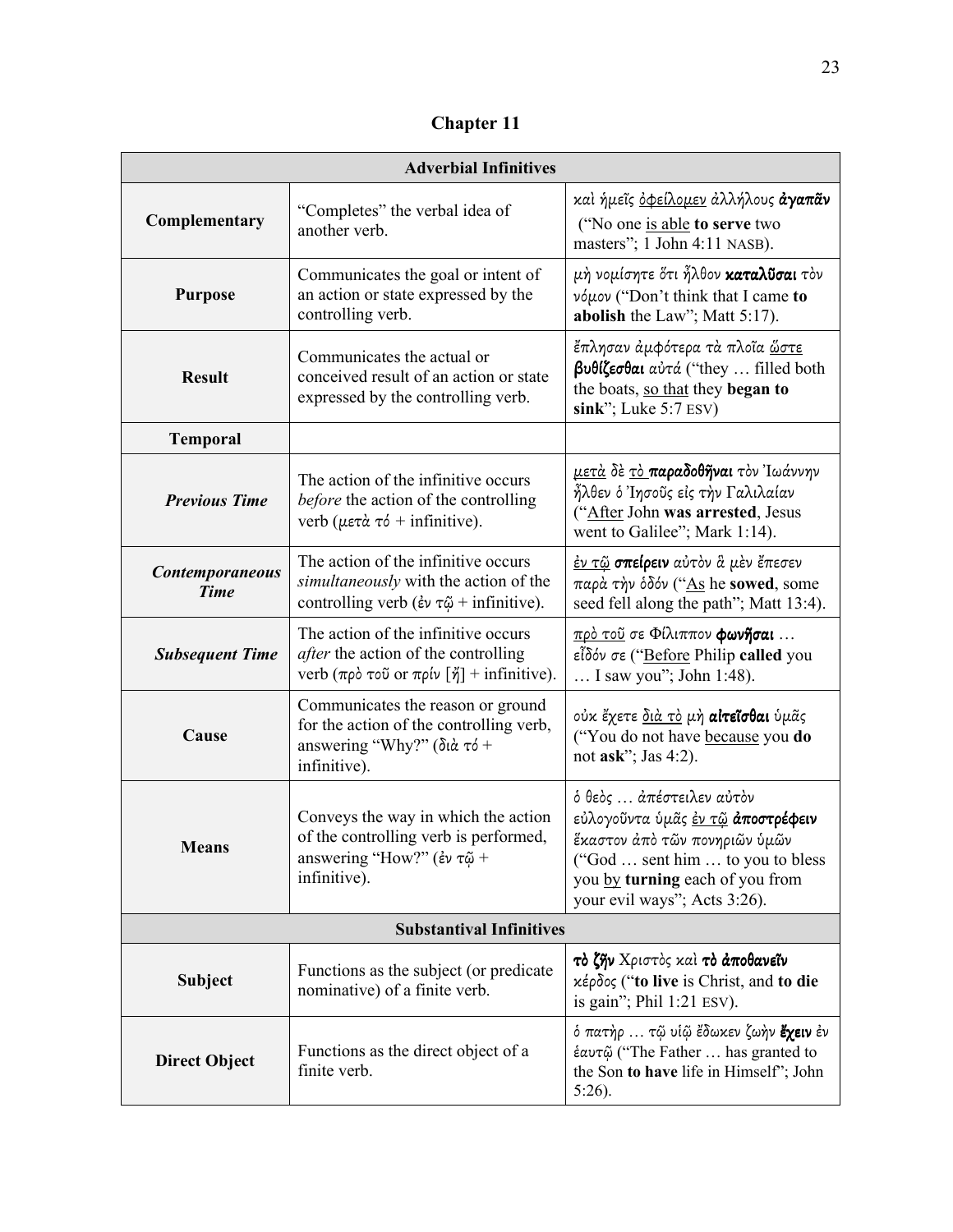# Chapter 11

| Adverbial Infinitives | | |
|---|---|---|
| **Complementary** | "Completes" the verbal idea of another verb. | καὶ ἡμεῖς <u>ὀφείλομεν</u> ἀλλήλους **ἀγαπᾶν** ("No one <u>is able</u> **to serve** two masters"; 1 John 4:11 NASB). |
| **Purpose** | Communicates the goal or intent of an action or state expressed by the controlling verb. | μὴ νομίσητε ὅτι ἦλθον **καταλῦσαι** τὸν νόμον ("Don't think that I came **to abolish** the Law"; Matt 5:17). |
| **Result** | Communicates the actual or conceived result of an action or state expressed by the controlling verb. | ἔπλησαν ἀμφότερα τὰ πλοῖα <u>ὥστε</u> **βυθίζεσθαι** αὐτά ("they … filled both the boats, <u>so that</u> they **began to sink**"; Luke 5:7 ESV) |
| **Temporal** | | |
| ***Previous Time*** | The action of the infinitive occurs *before* the action of the controlling verb (μετὰ τό + infinitive). | <u>μετὰ</u> δὲ <u>τὸ</u> **παραδοθῆναι** τὸν Ἰωάννην ἦλθεν ὁ Ἰησοῦς εἰς τὴν Γαλιλαίαν ("<u>After</u> John **was arrested**, Jesus went to Galilee"; Mark 1:14). |
| ***Contemporaneous Time*** | The action of the infinitive occurs *simultaneously* with the action of the controlling verb (ἐν τῷ + infinitive). | <u>ἐν τῷ</u> **σπείρειν** αὐτὸν ἃ μὲν ἔπεσεν παρὰ τὴν ὁδόν ("<u>As</u> he **sowed**, some seed fell along the path"; Matt 13:4). |
| ***Subsequent Time*** | The action of the infinitive occurs *after* the action of the controlling verb (πρὸ τοῦ or πρίν [ἤ] + infinitive). | <u>πρὸ τοῦ</u> σε Φίλιππον **φωνῆσαι** … εἶδόν σε ("<u>Before</u> Philip **called** you … I saw you"; John 1:48). |
| **Cause** | Communicates the reason or ground for the action of the controlling verb, answering "Why?" (διὰ τό + infinitive). | οὐκ ἔχετε <u>διὰ τὸ</u> μὴ **αἰτεῖσθαι** ὑμᾶς ("You do not have <u>because</u> you **do** not **ask**"; Jas 4:2). |
| **Means** | Conveys the way in which the action of the controlling verb is performed, answering "How?" (ἐν τῷ + infinitive). | ὁ θεὸς … ἀπέστειλεν αὐτὸν εὐλογοῦντα ὑμᾶς <u>ἐν τῷ</u> **ἀποστρέφειν** ἕκαστον ἀπὸ τῶν πονηριῶν ὑμῶν ("God … sent him … to you to bless you <u>by</u> **turning** each of you from your evil ways"; Acts 3:26). |
| **Substantival Infinitives** | | |
| **Subject** | Functions as the subject (or predicate nominative) of a finite verb. | **τὸ ζῆν** Χριστὸς καὶ **τὸ ἀποθανεῖν** κέρδος ("**to live** is Christ, and **to die** is gain"; Phil 1:21 ESV). |
| **Direct Object** | Functions as the direct object of a finite verb. | ὁ πατὴρ … τῷ υἱῷ ἔδωκεν ζωὴν **ἔχειν** ἐν ἑαυτῷ ("The Father … has granted to the Son **to have** life in Himself"; John 5:26). |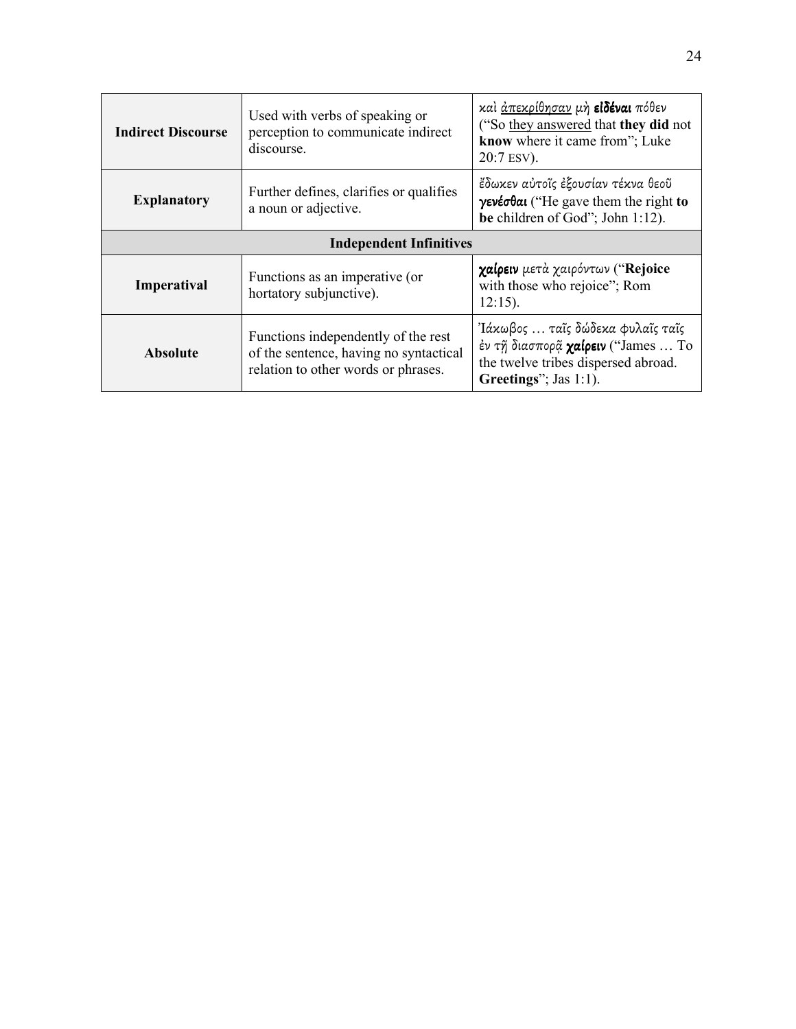| | | |
|---|---|---|
| **Indirect Discourse** | Used with verbs of speaking or perception to communicate indirect discourse. | καὶ <u>ἀπεκρίθησαν</u> μὴ **εἰδέναι** πόθεν ("So <u>they answered</u> that **they did** not **know** where it came from"; Luke 20:7 ESV). |
| **Explanatory** | Further defines, clarifies or qualifies a noun or adjective. | ἔδωκεν αὐτοῖς ἐξουσίαν τέκνα θεοῦ **γενέσθαι** ("He gave them the right **to be** children of God"; John 1:12). |
| **Independent Infinitives** | | |
| **Imperatival** | Functions as an imperative (or hortatory subjunctive). | **χαίρειν** μετὰ χαιρόντων ("**Rejoice** with those who rejoice"; Rom 12:15). |
| **Absolute** | Functions independently of the rest of the sentence, having no syntactical relation to other words or phrases. | Ἰάκωβος … ταῖς δώδεκα φυλαῖς ταῖς ἐν τῇ διασπορᾷ **χαίρειν** ("James … To the twelve tribes dispersed abroad. **Greetings**"; Jas 1:1). |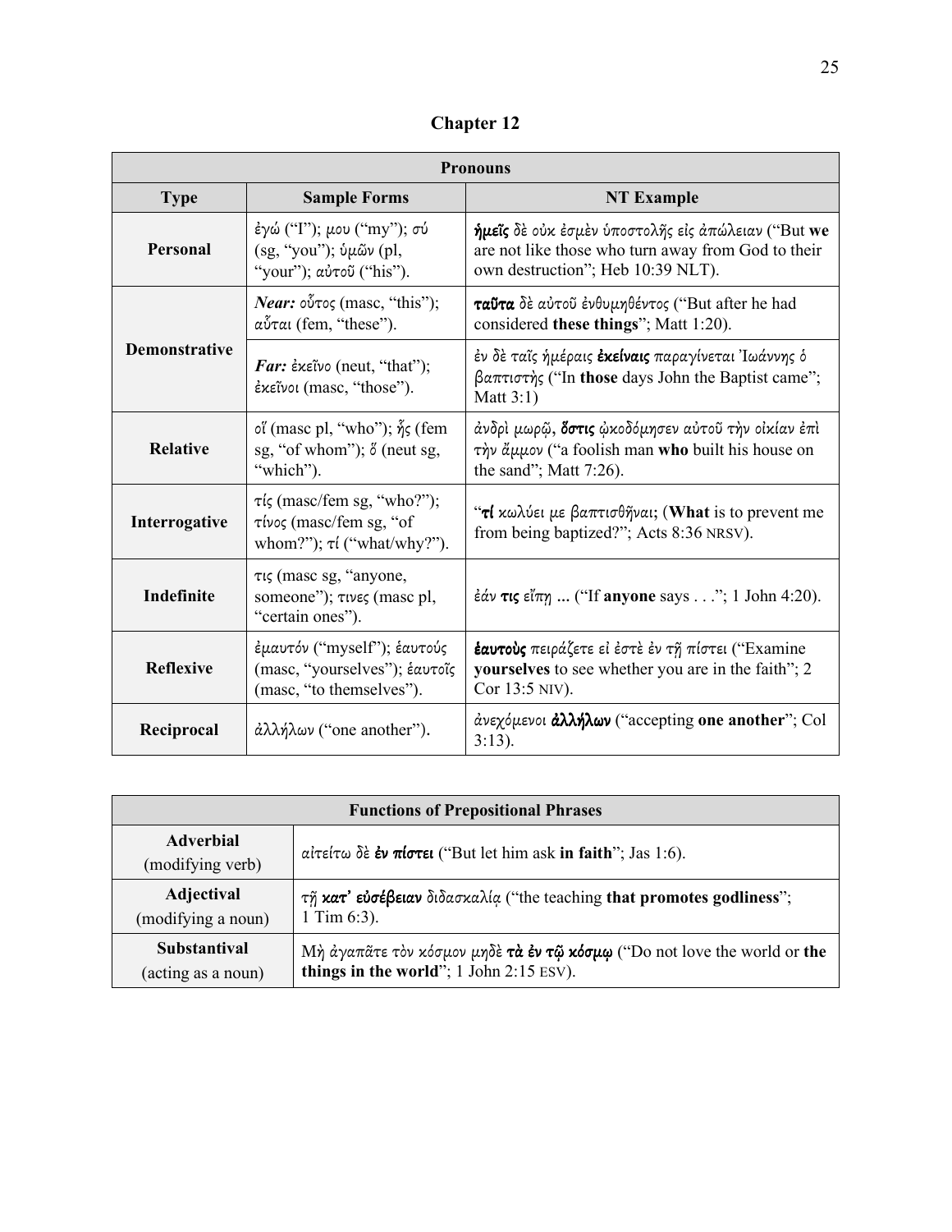# Chapter 12

| Pronouns | | |
|---|---|---|
| **Type** | **Sample Forms** | **NT Example** |
| **Personal** | ἐγώ ("I"); μου ("my"); σύ (sg, "you"); ὑμῶν (pl, "your"); αὐτοῦ ("his"). | **ἡμεῖς** δὲ οὐκ ἐσμὲν ὑποστολῆς εἰς ἀπώλειαν ("But **we** are not like those who turn away from God to their own destruction"; Heb 10:39 NLT). |
| **Demonstrative** | ***Near:*** οὗτος (masc, "this"); αὗται (fem, "these"). | **ταῦτα** δὲ αὐτοῦ ἐνθυμηθέντος ("But after he had considered **these things**"; Matt 1:20). |
| | ***Far:*** ἐκεῖνο (neut, "that"); ἐκεῖνοι (masc, "those"). | ἐν δὲ ταῖς ἡμέραις **ἐκείναις** παραγίνεται Ἰωάννης ὁ βαπτιστὴς ("In **those** days John the Baptist came"; Matt 3:1) |
| **Relative** | οἵ (masc pl, "who"); ἧς (fem sg, "of whom"); ὅ (neut sg, "which"). | ἀνδρὶ μωρῷ, **ὅστις** ᾠκοδόμησεν αὐτοῦ τὴν οἰκίαν ἐπὶ τὴν ἄμμον ("a foolish man **who** built his house on the sand"; Matt 7:26). |
| **Interrogative** | τίς (masc/fem sg, "who?"); τίνος (masc/fem sg, "of whom?"); τί ("what/why?"). | "**τί** κωλύει με βαπτισθῆναι; (**What** is to prevent me from being baptized?"; Acts 8:36 NRSV). |
| **Indefinite** | τις (masc sg, "anyone, someone"); τινες (masc pl, "certain ones"). | ἐάν **τις** εἴπῃ **…** ("If **anyone** says . . ."; 1 John 4:20). |
| **Reflexive** | ἐμαυτόν ("myself"); ἑαυτούς (masc, "yourselves"); ἑαυτοῖς (masc, "to themselves"). | **ἑαυτοὺς** πειράζετε εἰ ἐστὲ ἐν τῇ πίστει ("Examine **yourselves** to see whether you are in the faith"; 2 Cor 13:5 NIV). |
| **Reciprocal** | ἀλλήλων ("one another"). | ἀνεχόμενοι **ἀλλήλων** ("accepting **one another**"; Col 3:13). |

| Functions of Prepositional Phrases | |
|---|---|
| **Adverbial** (modifying verb) | αἰτείτω δὲ **ἐν πίστει** ("But let him ask **in faith**"; Jas 1:6). |
| **Adjectival** (modifying a noun) | τῇ **κατ᾽ εὐσέβειαν** διδασκαλίᾳ ("the teaching **that promotes godliness**"; 1 Tim 6:3). |
| **Substantival** (acting as a noun) | Μὴ ἀγαπᾶτε τὸν κόσμον μηδὲ **τὰ ἐν τῷ κόσμῳ** ("Do not love the world or **the things in the world**"; 1 John 2:15 ESV). |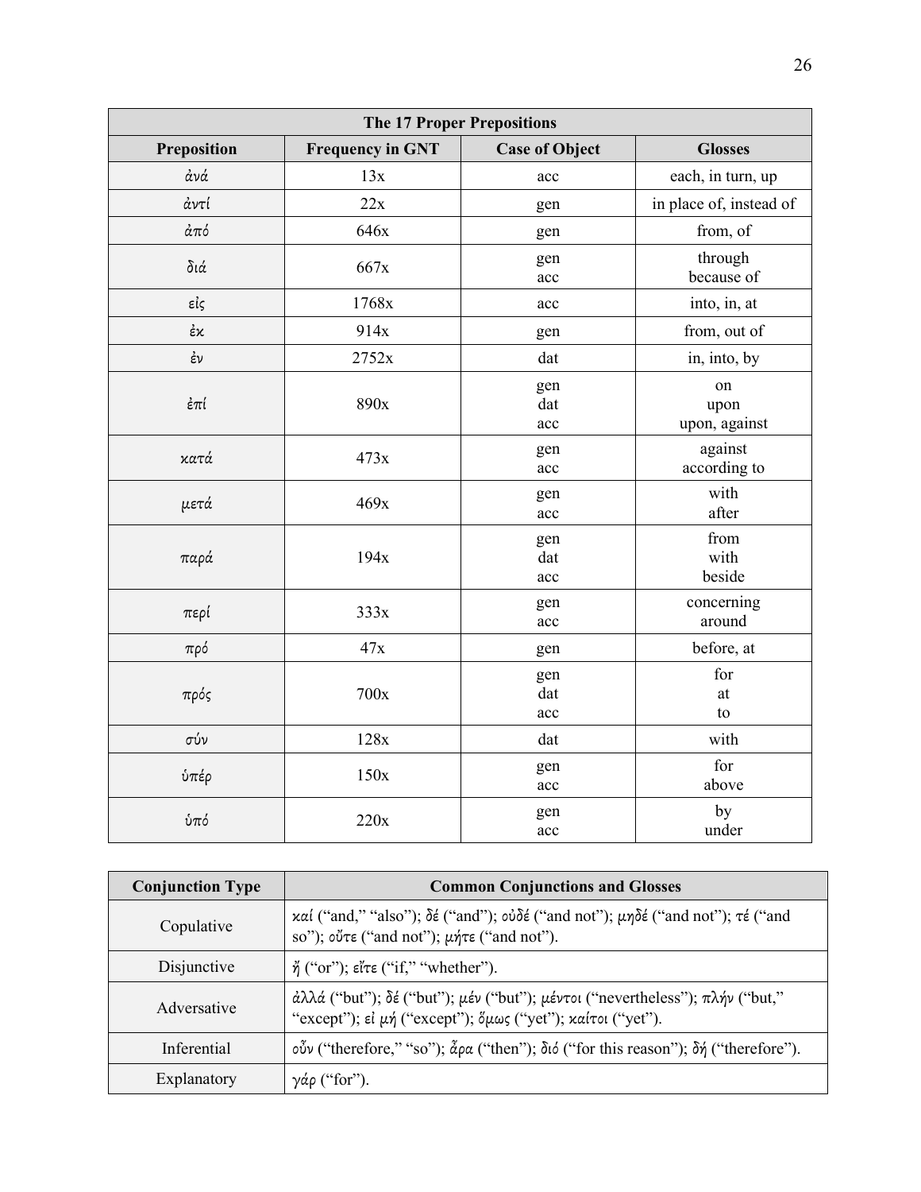| The 17 Proper Prepositions | | | |
|---|---|---|---|
| **Preposition** | **Frequency in GNT** | **Case of Object** | **Glosses** |
| ἀνά | 13x | acc | each, in turn, up |
| ἀντί | 22x | gen | in place of, instead of |
| ἀπό | 646x | gen | from, of |
| διά | 667x | gen<br>acc | through<br>because of |
| εἰς | 1768x | acc | into, in, at |
| ἐκ | 914x | gen | from, out of |
| ἐν | 2752x | dat | in, into, by |
| ἐπί | 890x | gen<br>dat<br>acc | on<br>upon<br>upon, against |
| κατά | 473x | gen<br>acc | against<br>according to |
| μετά | 469x | gen<br>acc | with<br>after |
| παρά | 194x | gen<br>dat<br>acc | from<br>with<br>beside |
| περί | 333x | gen<br>acc | concerning<br>around |
| πρό | 47x | gen | before, at |
| πρός | 700x | gen<br>dat<br>acc | for<br>at<br>to |
| σύν | 128x | dat | with |
| ὑπέρ | 150x | gen<br>acc | for<br>above |
| ὑπό | 220x | gen<br>acc | by<br>under |

| Conjunction Type | Common Conjunctions and Glosses |
|---|---|
| Copulative | *καί* ("and," "also"); δέ ("and"); *οὐδέ* ("and not"); *μηδέ* ("and not"); *τέ* ("and so"); *οὔτε* ("and not"); *μήτε* ("and not"). |
| Disjunctive | *ἤ* ("or"); *εἴτε* ("if," "whether"). |
| Adversative | *ἀλλά* ("but"); δέ ("but"); *μέν* ("but"); *μέντοι* ("nevertheless"); *πλήν* ("but," "except"); *εἰ μή* ("except"); *ὅμως* ("yet"); *καίτοι* ("yet"). |
| Inferential | *οὖν* ("therefore," "so"); *ἄρα* ("then"); *διό* ("for this reason"); *δή* ("therefore"). |
| Explanatory | *γάρ* ("for"). |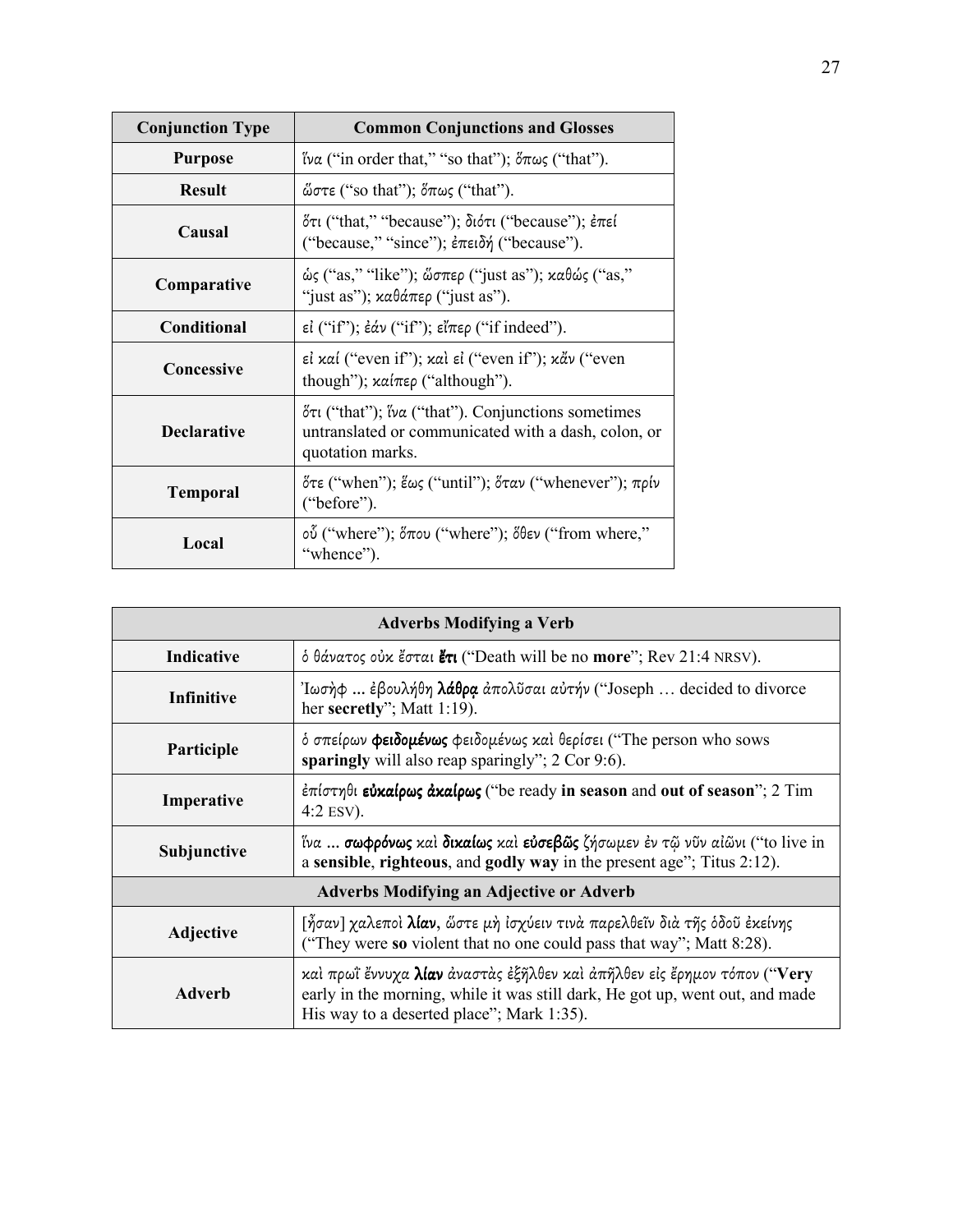| Conjunction Type | Common Conjunctions and Glosses |
|---|---|
| **Purpose** | ἵνα ("in order that," "so that"); ὅπως ("that"). |
| **Result** | ὥστε ("so that"); ὅπως ("that"). |
| **Causal** | ὅτι ("that," "because"); διότι ("because"); ἐπεί ("because," "since"); ἐπειδή ("because"). |
| **Comparative** | ὡς ("as," "like"); ὥσπερ ("just as"); καθώς ("as," "just as"); καθάπερ ("just as"). |
| **Conditional** | εἰ ("if"); ἐάν ("if"); εἴπερ ("if indeed"). |
| **Concessive** | εἰ καί ("even if"); καὶ εἰ ("even if"); κἄν ("even though"); καίπερ ("although"). |
| **Declarative** | ὅτι ("that"); ἵνα ("that"). Conjunctions sometimes untranslated or communicated with a dash, colon, or quotation marks. |
| **Temporal** | ὅτε ("when"); ἕως ("until"); ὅταν ("whenever"); πρίν ("before"). |
| **Local** | οὗ ("where"); ὅπου ("where"); ὅθεν ("from where," "whence"). |

| Adverbs Modifying a Verb | |
|---|---|
| **Indicative** | ὁ θάνατος οὐκ ἔσται **ἔτι** ("Death will be no **more**"; Rev 21:4 NRSV). |
| **Infinitive** | Ἰωσὴφ ... ἐβουλήθη **λάθρᾳ** ἀπολῦσαι αὐτήν ("Joseph … decided to divorce her **secretly**"; Matt 1:19). |
| **Participle** | ὁ σπείρων **φειδομένως** φειδομένως καὶ θερίσει ("The person who sows **sparingly** will also reap sparingly"; 2 Cor 9:6). |
| **Imperative** | ἐπίστηθι **εὐκαίρως ἀκαίρως** ("be ready **in season** and **out of season**"; 2 Tim 4:2 ESV). |
| **Subjunctive** | ἵνα ... **σωφρόνως** καὶ **δικαίως** καὶ **εὐσεβῶς** ζήσωμεν ἐν τῷ νῦν αἰῶνι ("to live in a **sensible**, **righteous**, and **godly way** in the present age"; Titus 2:12). |
| **Adverbs Modifying an Adjective or Adverb** | |
| **Adjective** | [ἦσαν] χαλεποὶ **λίαν**, ὥστε μὴ ἰσχύειν τινὰ παρελθεῖν διὰ τῆς ὁδοῦ ἐκείνης ("They were **so** violent that no one could pass that way"; Matt 8:28). |
| **Adverb** | καὶ πρωῒ ἔννυχα **λίαν** ἀναστὰς ἐξῆλθεν καὶ ἀπῆλθεν εἰς ἔρημον τόπον ("**Very** early in the morning, while it was still dark, He got up, went out, and made His way to a deserted place"; Mark 1:35). |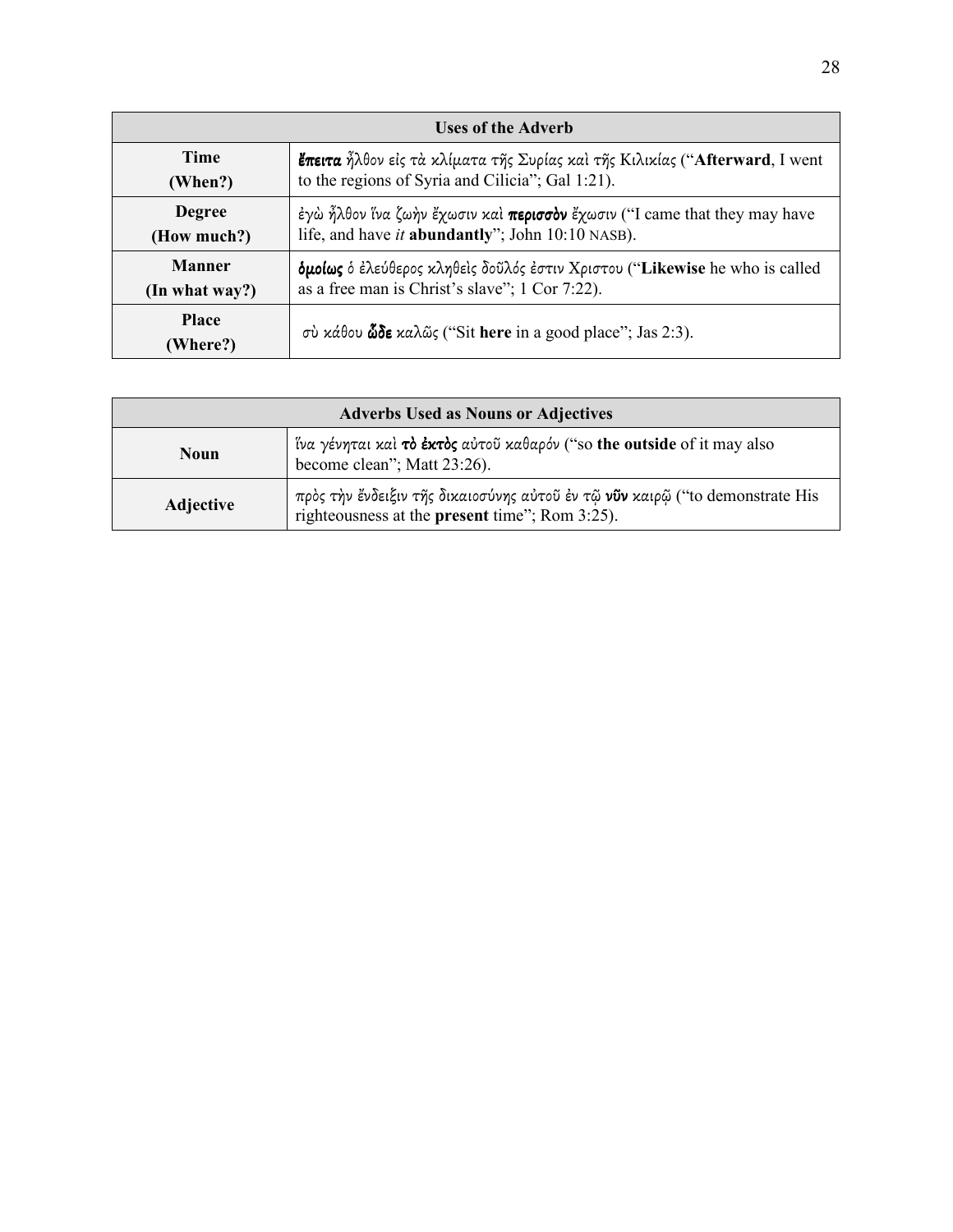| Uses of the Adverb | |
|---|---|
| **Time (When?)** | ***ἔπειτα*** ἦλθον εἰς τὰ κλίματα τῆς Συρίας καὶ τῆς Κιλικίας ("**Afterward**, I went to the regions of Syria and Cilicia"; Gal 1:21). |
| **Degree (How much?)** | ἐγὼ ἦλθον ἵνα ζωὴν ἔχωσιν καὶ ***περισσὸν*** ἔχωσιν ("I came that they may have life, and have *it* **abundantly**"; John 10:10 NASB). |
| **Manner (In what way?)** | ***ὁμοίως*** ὁ ἐλεύθερος κληθεὶς δοῦλός ἐστιν Χριστου ("**Likewise** he who is called as a free man is Christ's slave"; 1 Cor 7:22). |
| **Place (Where?)** | σὺ κάθου ***ὧδε*** καλῶς ("Sit **here** in a good place"; Jas 2:3). |

| Adverbs Used as Nouns or Adjectives | |
|---|---|
| **Noun** | ἵνα γένηται καὶ ***τὸ ἐκτὸς*** αὐτοῦ καθαρόν ("so **the outside** of it may also become clean"; Matt 23:26). |
| **Adjective** | πρὸς τὴν ἔνδειξιν τῆς δικαιοσύνης αὐτοῦ ἐν τῷ ***νῦν*** καιρῷ ("to demonstrate His righteousness at the **present** time"; Rom 3:25). |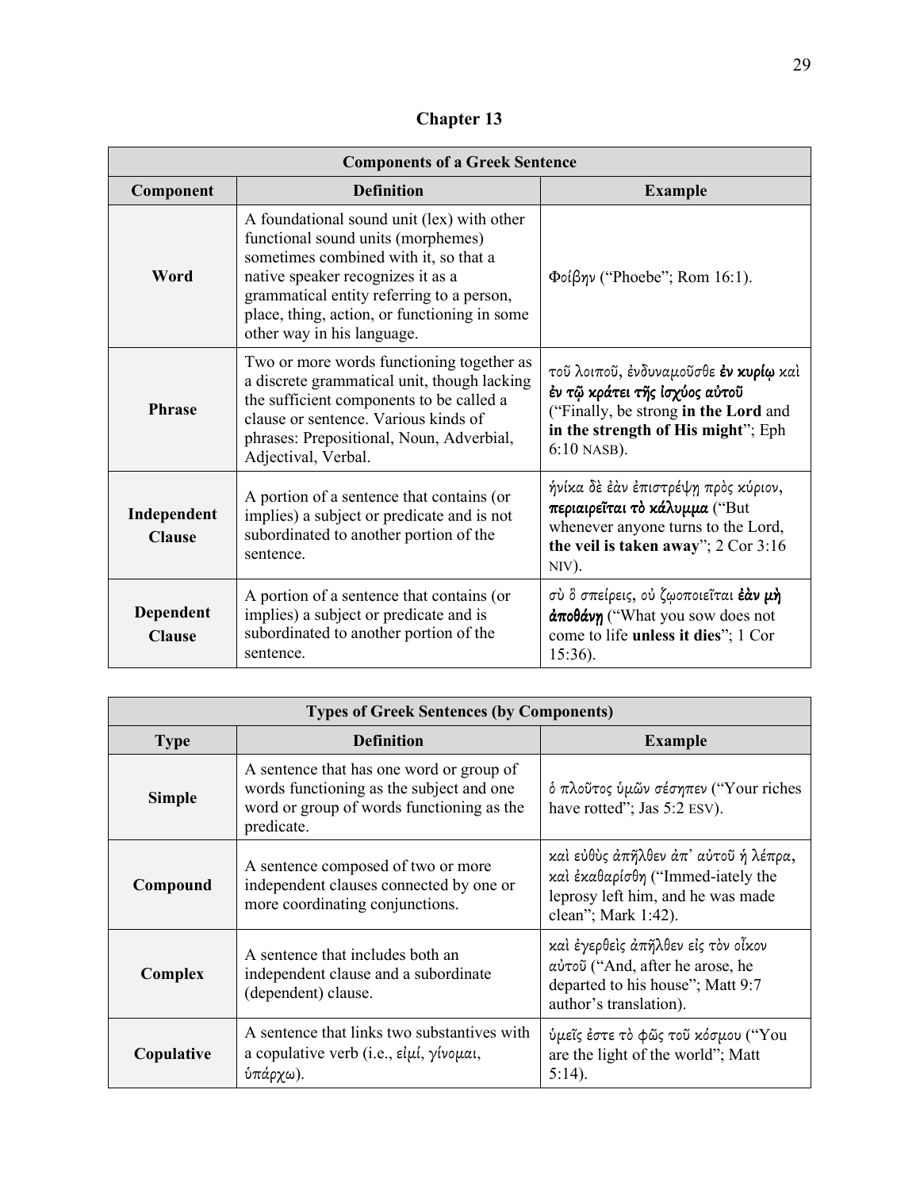## Chapter 13

| Components of a Greek Sentence | | |
|---|---|---|
| **Component** | **Definition** | **Example** |
| **Word** | A foundational sound unit (lex) with other functional sound units (morphemes) sometimes combined with it, so that a native speaker recognizes it as a grammatical entity referring to a person, place, thing, action, or functioning in some other way in his language. | Φοίβην ("Phoebe"; Rom 16:1). |
| **Phrase** | Two or more words functioning together as a discrete grammatical unit, though lacking the sufficient components to be called a clause or sentence. Various kinds of phrases: Prepositional, Noun, Adverbial, Adjectival, Verbal. | τοῦ λοιποῦ, ἐνδυναμοῦσθε **ἐν κυρίῳ** καὶ **ἐν τῷ κράτει τῆς ἰσχύος αὐτοῦ** ("Finally, be strong **in the Lord** and **in the strength of His might**"; Eph 6:10 NASB). |
| **Independent Clause** | A portion of a sentence that contains (or implies) a subject or predicate and is not subordinated to another portion of the sentence. | ἡνίκα δὲ ἐὰν ἐπιστρέψῃ πρὸς κύριον, **περιαιρεῖται τὸ κάλυμμα** ("But whenever anyone turns to the Lord, **the veil is taken away**"; 2 Cor 3:16 NIV). |
| **Dependent Clause** | A portion of a sentence that contains (or implies) a subject or predicate and is subordinated to another portion of the sentence. | σὺ ὃ σπείρεις, οὐ ζῳοποιεῖται **ἐὰν μὴ ἀποθάνῃ** ("What you sow does not come to life **unless it dies**"; 1 Cor 15:36). |

| Types of Greek Sentences (by Components) | | |
|---|---|---|
| **Type** | **Definition** | **Example** |
| **Simple** | A sentence that has one word or group of words functioning as the subject and one word or group of words functioning as the predicate. | ὁ πλοῦτος ὑμῶν σέσηπεν ("Your riches have rotted"; Jas 5:2 ESV). |
| **Compound** | A sentence composed of two or more independent clauses connected by one or more coordinating conjunctions. | καὶ εὐθὺς ἀπῆλθεν ἀπ᾽ αὐτοῦ ἡ λέπρα, καὶ ἐκαθαρίσθη ("Immed-iately the leprosy left him, and he was made clean"; Mark 1:42). |
| **Complex** | A sentence that includes both an independent clause and a subordinate (dependent) clause. | καὶ ἐγερθεὶς ἀπῆλθεν εἰς τὸν οἶκον αὐτοῦ ("And, after he arose, he departed to his house"; Matt 9:7 author's translation). |
| **Copulative** | A sentence that links two substantives with a copulative verb (i.e., εἰμί, γίνομαι, ὑπάρχω). | ὑμεῖς ἐστε τὸ φῶς τοῦ κόσμου ("You are the light of the world"; Matt 5:14). |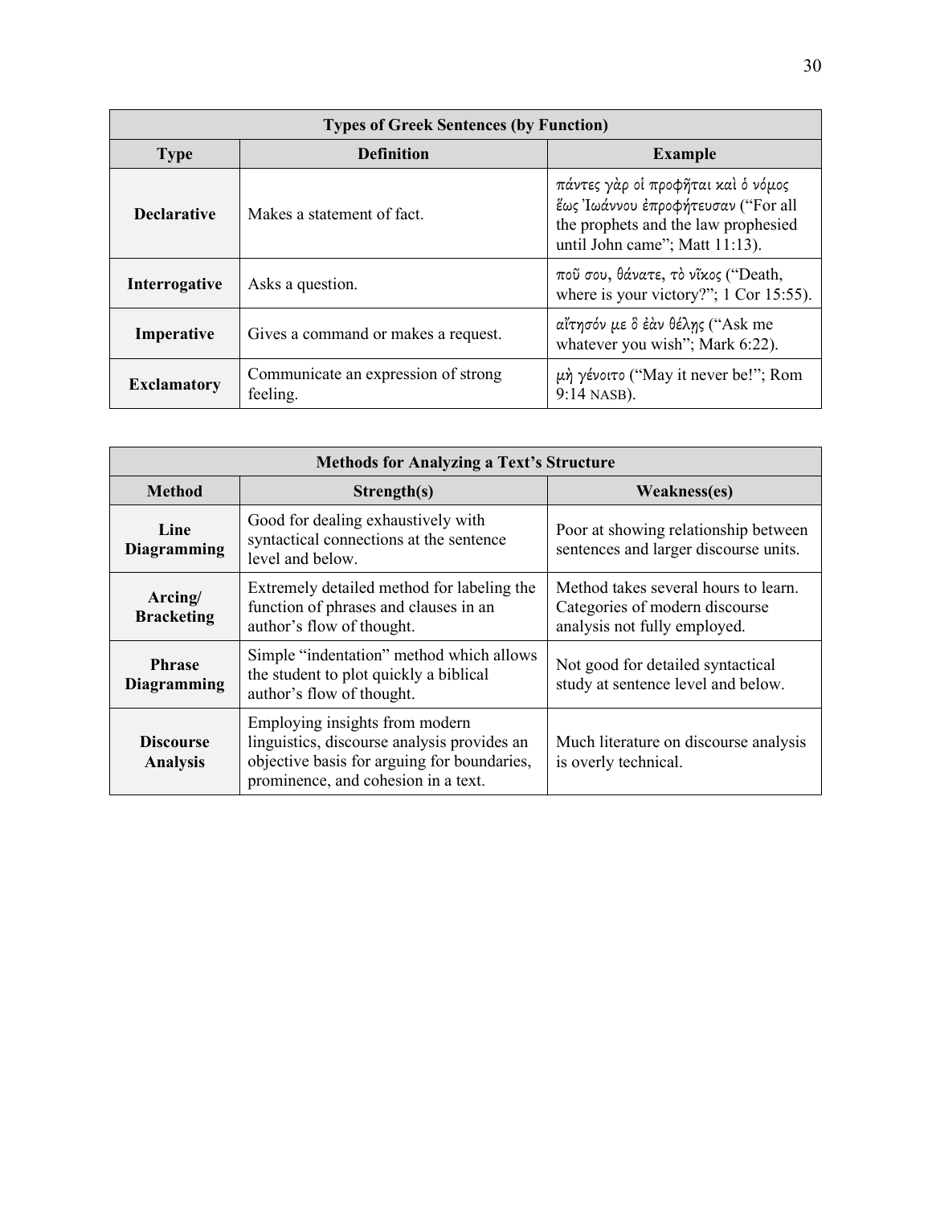| Types of Greek Sentences (by Function) | | |
|---|---|---|
| **Type** | **Definition** | **Example** |
| **Declarative** | Makes a statement of fact. | *πάντες γὰρ οἱ προφῆται καὶ ὁ νόμος ἕως Ἰωάννου ἐπροφήτευσαν* ("For all the prophets and the law prophesied until John came"; Matt 11:13). |
| **Interrogative** | Asks a question. | *ποῦ σου, θάνατε, τὸ νῖκος* ("Death, where is your victory?"; 1 Cor 15:55). |
| **Imperative** | Gives a command or makes a request. | *αἴτησόν με ὃ ἐὰν θέλῃς* ("Ask me whatever you wish"; Mark 6:22). |
| **Exclamatory** | Communicate an expression of strong feeling. | *μὴ γένοιτο* ("May it never be!"; Rom 9:14 NASB). |

| Methods for Analyzing a Text's Structure | | |
|---|---|---|
| **Method** | **Strength(s)** | **Weakness(es)** |
| **Line Diagramming** | Good for dealing exhaustively with syntactical connections at the sentence level and below. | Poor at showing relationship between sentences and larger discourse units. |
| **Arcing/ Bracketing** | Extremely detailed method for labeling the function of phrases and clauses in an author's flow of thought. | Method takes several hours to learn. Categories of modern discourse analysis not fully employed. |
| **Phrase Diagramming** | Simple "indentation" method which allows the student to plot quickly a biblical author's flow of thought. | Not good for detailed syntactical study at sentence level and below. |
| **Discourse Analysis** | Employing insights from modern linguistics, discourse analysis provides an objective basis for arguing for boundaries, prominence, and cohesion in a text. | Much literature on discourse analysis is overly technical. |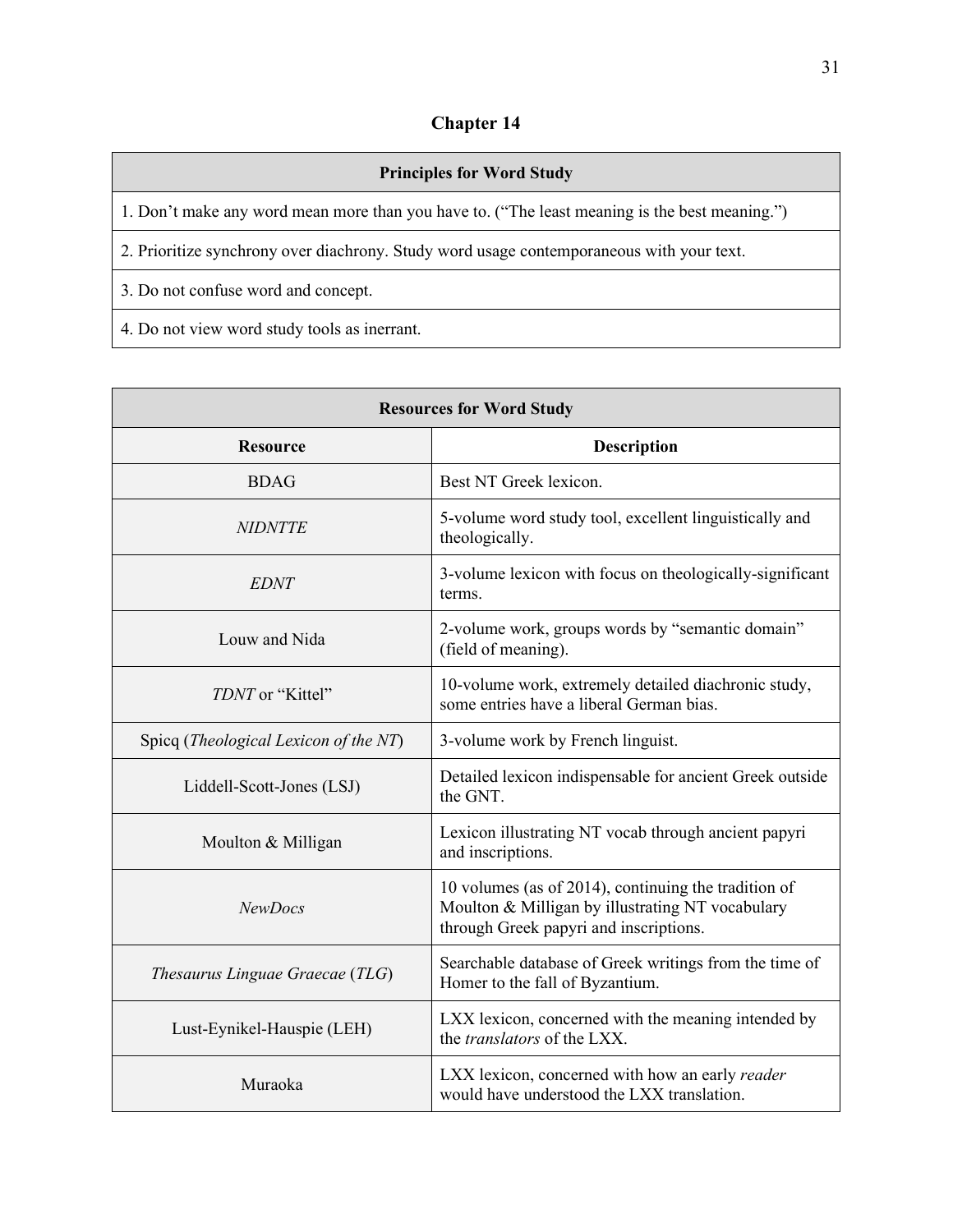# Chapter 14

| Principles for Word Study |
|---|
| 1. Don't make any word mean more than you have to. ("The least meaning is the best meaning.") |
| 2. Prioritize synchrony over diachrony. Study word usage contemporaneous with your text. |
| 3. Do not confuse word and concept. |
| 4. Do not view word study tools as inerrant. |

| Resources for Word Study | |
|---|---|
| **Resource** | **Description** |
| BDAG | Best NT Greek lexicon. |
| *NIDNTTE* | 5-volume word study tool, excellent linguistically and theologically. |
| *EDNT* | 3-volume lexicon with focus on theologically-significant terms. |
| Louw and Nida | 2-volume work, groups words by "semantic domain" (field of meaning). |
| *TDNT* or "Kittel" | 10-volume work, extremely detailed diachronic study, some entries have a liberal German bias. |
| Spicq (*Theological Lexicon of the NT*) | 3-volume work by French linguist. |
| Liddell-Scott-Jones (LSJ) | Detailed lexicon indispensable for ancient Greek outside the GNT. |
| Moulton & Milligan | Lexicon illustrating NT vocab through ancient papyri and inscriptions. |
| *NewDocs* | 10 volumes (as of 2014), continuing the tradition of Moulton & Milligan by illustrating NT vocabulary through Greek papyri and inscriptions. |
| *Thesaurus Linguae Graecae* (*TLG*) | Searchable database of Greek writings from the time of Homer to the fall of Byzantium. |
| Lust-Eynikel-Hauspie (LEH) | LXX lexicon, concerned with the meaning intended by the *translators* of the LXX. |
| Muraoka | LXX lexicon, concerned with how an early *reader* would have understood the LXX translation. |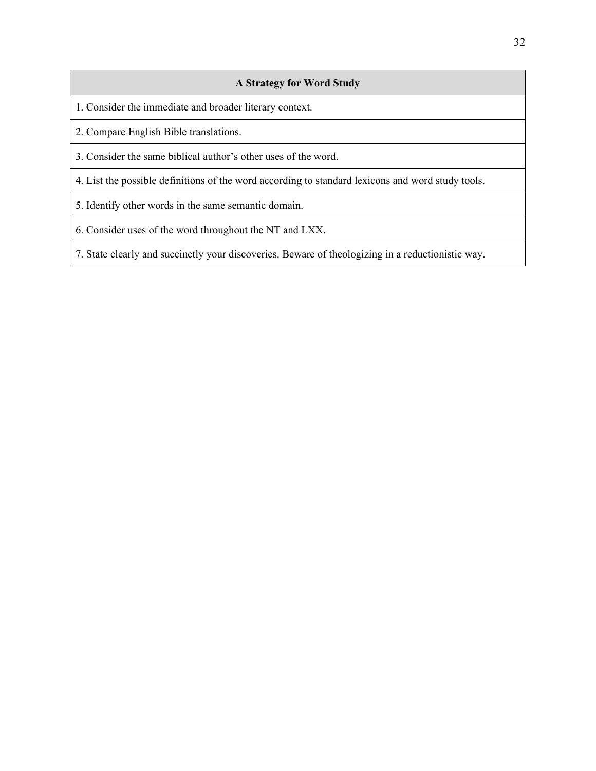| A Strategy for Word Study |
| --- |
| 1. Consider the immediate and broader literary context. |
| 2. Compare English Bible translations. |
| 3. Consider the same biblical author's other uses of the word. |
| 4. List the possible definitions of the word according to standard lexicons and word study tools. |
| 5. Identify other words in the same semantic domain. |
| 6. Consider uses of the word throughout the NT and LXX. |
| 7. State clearly and succinctly your discoveries. Beware of theologizing in a reductionistic way. |